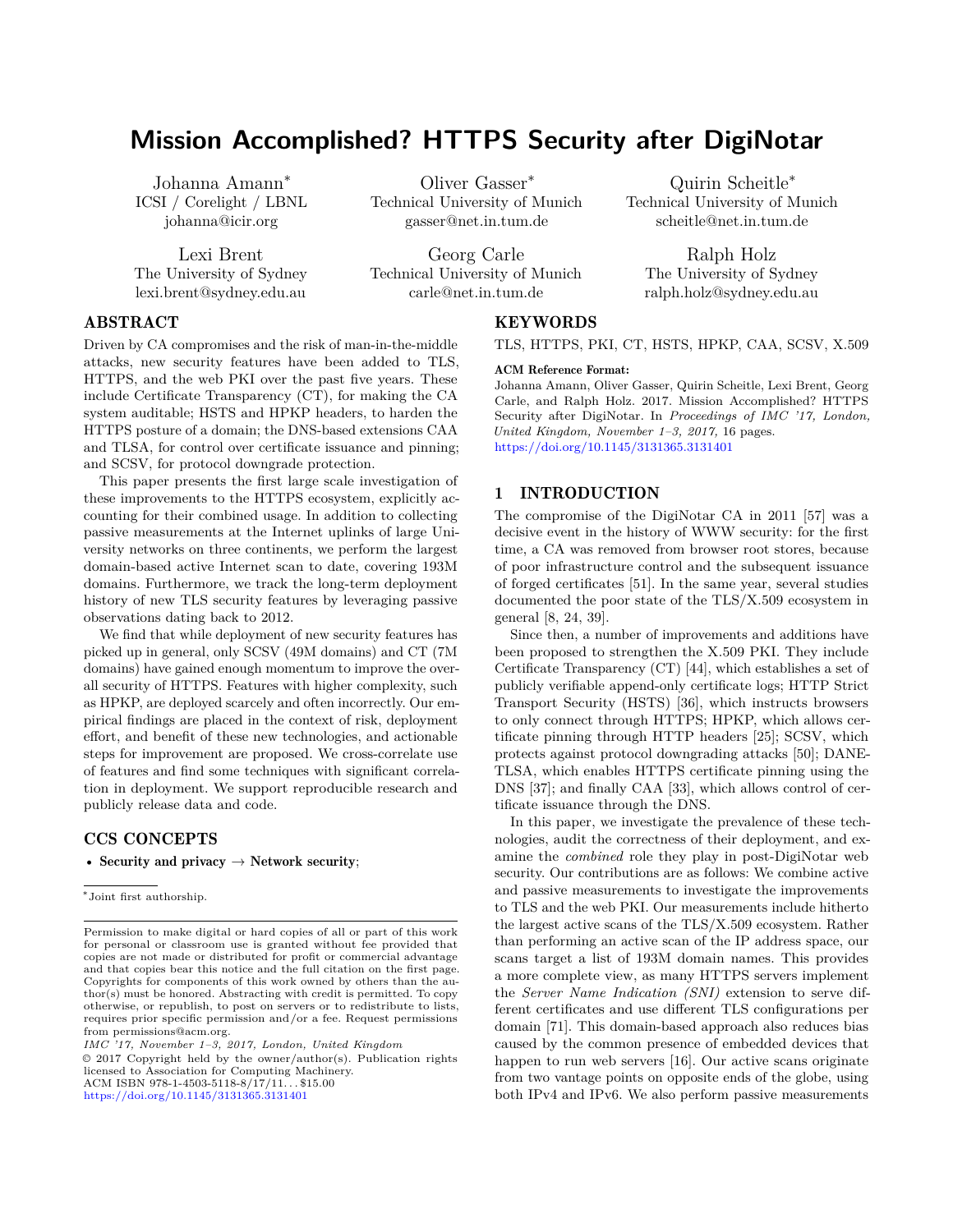# Mission Accomplished? HTTPS Security after DigiNotar

Johanna Amann*
ICSI / Corelight / LBNL
johanna@icir.org

Oliver Gasser*
Technical University of Munich
gasser@net.in.tum.de

Quirin Scheitle*
Technical University of Munich
scheitle@net.in.tum.de

Lexi Brent
The University of Sydney
lexi.brent@sydney.edu.au

Georg Carle
Technical University of Munich
carle@net.in.tum.de

Ralph Holz
The University of Sydney
ralph.holz@sydney.edu.au

## ABSTRACT

Driven by CA compromises and the risk of man-in-the-middle attacks, new security features have been added to TLS, HTTPS, and the web PKI over the past five years. These include Certificate Transparency (CT), for making the CA system auditable; HSTS and HPKP headers, to harden the HTTPS posture of a domain; the DNS-based extensions CAA and TLSA, for control over certificate issuance and pinning; and SCSV, for protocol downgrade protection.

This paper presents the first large scale investigation of these improvements to the HTTPS ecosystem, explicitly accounting for their combined usage. In addition to collecting passive measurements at the Internet uplinks of large University networks on three continents, we perform the largest domain-based active Internet scan to date, covering 193M domains. Furthermore, we track the long-term deployment history of new TLS security features by leveraging passive observations dating back to 2012.

We find that while deployment of new security features has picked up in general, only SCSV (49M domains) and CT (7M domains) have gained enough momentum to improve the overall security of HTTPS. Features with higher complexity, such as HPKP, are deployed scarcely and often incorrectly. Our empirical findings are placed in the context of risk, deployment effort, and benefit of these new technologies, and actionable steps for improvement are proposed. We cross-correlate use of features and find some techniques with significant correlation in deployment. We support reproducible research and publicly release data and code.

## CCS CONCEPTS

- **Security and privacy** → **Network security**;

*Joint first authorship.

Permission to make digital or hard copies of all or part of this work for personal or classroom use is granted without fee provided that copies are not made or distributed for profit or commercial advantage and that copies bear this notice and the full citation on the first page. Copyrights for components of this work owned by others than the author(s) must be honored. Abstracting with credit is permitted. To copy otherwise, or republish, to post on servers or to redistribute to lists, requires prior specific permission and/or a fee. Request permissions from permissions@acm.org.
*IMC '17, November 1–3, 2017, London, United Kingdom*
© 2017 Copyright held by the owner/author(s). Publication rights licensed to Association for Computing Machinery.
ACM ISBN 978-1-4503-5118-8/17/11...$15.00
https://doi.org/10.1145/3131365.3131401

## KEYWORDS

TLS, HTTPS, PKI, CT, HSTS, HPKP, CAA, SCSV, X.509

**ACM Reference Format:**
Johanna Amann, Oliver Gasser, Quirin Scheitle, Lexi Brent, Georg Carle, and Ralph Holz. 2017. Mission Accomplished? HTTPS Security after DigiNotar. In *Proceedings of IMC '17, London, United Kingdom, November 1–3, 2017,* 16 pages.
https://doi.org/10.1145/3131365.3131401

## 1 INTRODUCTION

The compromise of the DigiNotar CA in 2011 [57] was a decisive event in the history of WWW security: for the first time, a CA was removed from browser root stores, because of poor infrastructure control and the subsequent issuance of forged certificates [51]. In the same year, several studies documented the poor state of the TLS/X.509 ecosystem in general [8, 24, 39].

Since then, a number of improvements and additions have been proposed to strengthen the X.509 PKI. They include Certificate Transparency (CT) [44], which establishes a set of publicly verifiable append-only certificate logs; HTTP Strict Transport Security (HSTS) [36], which instructs browsers to only connect through HTTPS; HPKP, which allows certificate pinning through HTTP headers [25]; SCSV, which protects against protocol downgrading attacks [50]; DANE-TLSA, which enables HTTPS certificate pinning using the DNS [37]; and finally CAA [33], which allows control of certificate issuance through the DNS.

In this paper, we investigate the prevalence of these technologies, audit the correctness of their deployment, and examine the *combined* role they play in post-DigiNotar web security. Our contributions are as follows: We combine active and passive measurements to investigate the improvements to TLS and the web PKI. Our measurements include hitherto the largest active scans of the TLS/X.509 ecosystem. Rather than performing an active scan of the IP address space, our scans target a list of 193M domain names. This provides a more complete view, as many HTTPS servers implement the *Server Name Indication (SNI)* extension to serve different certificates and use different TLS configurations per domain [71]. This domain-based approach also reduces bias caused by the common presence of embedded devices that happen to run web servers [16]. Our active scans originate from two vantage points on opposite ends of the globe, using both IPv4 and IPv6. We also perform passive measurements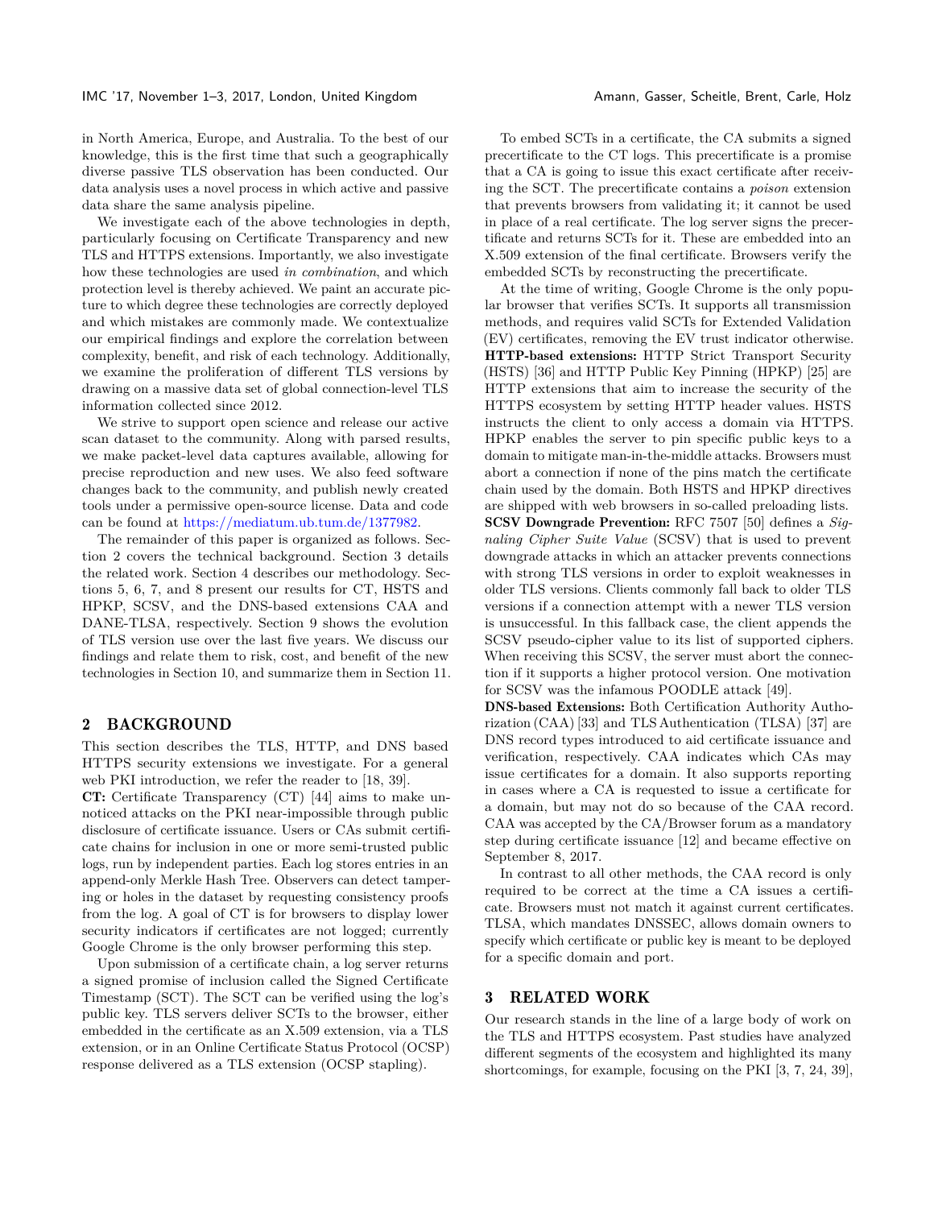in North America, Europe, and Australia. To the best of our knowledge, this is the first time that such a geographically diverse passive TLS observation has been conducted. Our data analysis uses a novel process in which active and passive data share the same analysis pipeline.

We investigate each of the above technologies in depth, particularly focusing on Certificate Transparency and new TLS and HTTPS extensions. Importantly, we also investigate how these technologies are used *in combination*, and which protection level is thereby achieved. We paint an accurate picture to which degree these technologies are correctly deployed and which mistakes are commonly made. We contextualize our empirical findings and explore the correlation between complexity, benefit, and risk of each technology. Additionally, we examine the proliferation of different TLS versions by drawing on a massive data set of global connection-level TLS information collected since 2012.

We strive to support open science and release our active scan dataset to the community. Along with parsed results, we make packet-level data captures available, allowing for precise reproduction and new uses. We also feed software changes back to the community, and publish newly created tools under a permissive open-source license. Data and code can be found at https://mediatum.ub.tum.de/1377982.

The remainder of this paper is organized as follows. Section 2 covers the technical background. Section 3 details the related work. Section 4 describes our methodology. Sections 5, 6, 7, and 8 present our results for CT, HSTS and HPKP, SCSV, and the DNS-based extensions CAA and DANE-TLSA, respectively. Section 9 shows the evolution of TLS version use over the last five years. We discuss our findings and relate them to risk, cost, and benefit of the new technologies in Section 10, and summarize them in Section 11.

## 2 BACKGROUND

This section describes the TLS, HTTP, and DNS based HTTPS security extensions we investigate. For a general web PKI introduction, we refer the reader to [18, 39].

**CT:** Certificate Transparency (CT) [44] aims to make unnoticed attacks on the PKI near-impossible through public disclosure of certificate issuance. Users or CAs submit certificate chains for inclusion in one or more semi-trusted public logs, run by independent parties. Each log stores entries in an append-only Merkle Hash Tree. Observers can detect tampering or holes in the dataset by requesting consistency proofs from the log. A goal of CT is for browsers to display lower security indicators if certificates are not logged; currently Google Chrome is the only browser performing this step.

Upon submission of a certificate chain, a log server returns a signed promise of inclusion called the Signed Certificate Timestamp (SCT). The SCT can be verified using the log's public key. TLS servers deliver SCTs to the browser, either embedded in the certificate as an X.509 extension, via a TLS extension, or in an Online Certificate Status Protocol (OCSP) response delivered as a TLS extension (OCSP stapling).

To embed SCTs in a certificate, the CA submits a signed precertificate to the CT logs. This precertificate is a promise that a CA is going to issue this exact certificate after receiving the SCT. The precertificate contains a *poison* extension that prevents browsers from validating it; it cannot be used in place of a real certificate. The log server signs the precertificate and returns SCTs for it. These are embedded into an X.509 extension of the final certificate. Browsers verify the embedded SCTs by reconstructing the precertificate.

At the time of writing, Google Chrome is the only popular browser that verifies SCTs. It supports all transmission methods, and requires valid SCTs for Extended Validation (EV) certificates, removing the EV trust indicator otherwise.

**HTTP-based extensions:** HTTP Strict Transport Security (HSTS) [36] and HTTP Public Key Pinning (HPKP) [25] are HTTP extensions that aim to increase the security of the HTTPS ecosystem by setting HTTP header values. HSTS instructs the client to only access a domain via HTTPS. HPKP enables the server to pin specific public keys to a domain to mitigate man-in-the-middle attacks. Browsers must abort a connection if none of the pins match the certificate chain used by the domain. Both HSTS and HPKP directives are shipped with web browsers in so-called preloading lists.

**SCSV Downgrade Prevention:** RFC 7507 [50] defines a *Signaling Cipher Suite Value* (SCSV) that is used to prevent downgrade attacks in which an attacker prevents connections with strong TLS versions in order to exploit weaknesses in older TLS versions. Clients commonly fall back to older TLS versions if a connection attempt with a newer TLS version is unsuccessful. In this fallback case, the client appends the SCSV pseudo-cipher value to its list of supported ciphers. When receiving this SCSV, the server must abort the connection if it supports a higher protocol version. One motivation for SCSV was the infamous POODLE attack [49].

**DNS-based Extensions:** Both Certification Authority Authorization (CAA) [33] and TLS Authentication (TLSA) [37] are DNS record types introduced to aid certificate issuance and verification, respectively. CAA indicates which CAs may issue certificates for a domain. It also supports reporting in cases where a CA is requested to issue a certificate for a domain, but may not do so because of the CAA record. CAA was accepted by the CA/Browser forum as a mandatory step during certificate issuance [12] and became effective on September 8, 2017.

In contrast to all other methods, the CAA record is only required to be correct at the time a CA issues a certificate. Browsers must not match it against current certificates. TLSA, which mandates DNSSEC, allows domain owners to specify which certificate or public key is meant to be deployed for a specific domain and port.

## 3 RELATED WORK

Our research stands in the line of a large body of work on the TLS and HTTPS ecosystem. Past studies have analyzed different segments of the ecosystem and highlighted its many shortcomings, for example, focusing on the PKI [3, 7, 24, 39],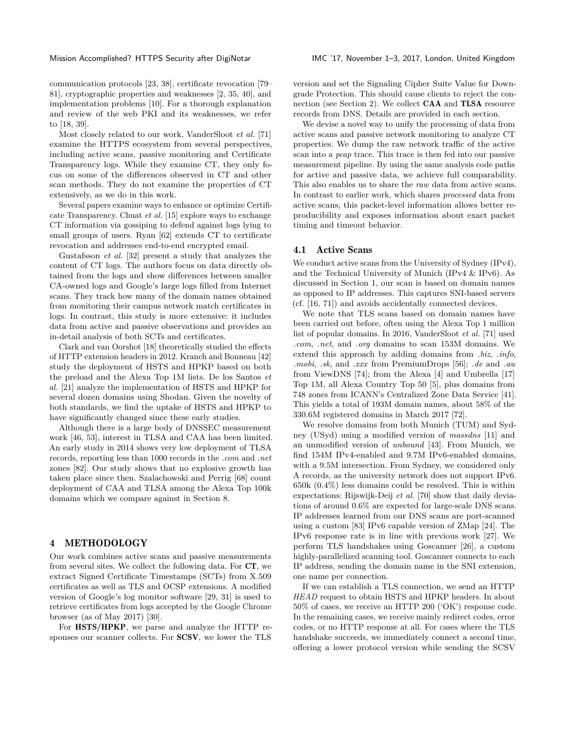communication protocols [23, 38], certificate revocation [79–81], cryptographic properties and weaknesses [2, 35, 40], and implementation problems [10]. For a thorough explanation and review of the web PKI and its weaknesses, we refer to [18, 39].

Most closely related to our work, VanderSloot *et al.* [71] examine the HTTPS ecosystem from several perspectives, including active scans, passive monitoring and Certificate Transparency logs. While they examine CT, they only focus on some of the differences observed in CT and other scan methods. They do not examine the properties of CT extensively, as we do in this work.

Several papers examine ways to enhance or optimize Certificate Transparency. Chuat *et al.* [15] explore ways to exchange CT information via gossiping to defend against logs lying to small groups of users. Ryan [62] extends CT to certificate revocation and addresses end-to-end encrypted email.

Gustafsson *et al.* [32] present a study that analyzes the content of CT logs. The authors focus on data directly obtained from the logs and show differences between smaller CA-owned logs and Google's large logs filled from Internet scans. They track how many of the domain names obtained from monitoring their campus network match certificates in logs. In contrast, this study is more extensive: it includes data from active and passive observations and provides an in-detail analysis of both SCTs and certificates.

Clark and van Oorshot [18] theoretically studied the effects of HTTP extension headers in 2012. Kranch and Bonneau [42] study the deployment of HSTS and HPKP based on both the preload and the Alexa Top 1M lists. De los Santos *et al.* [21] analyze the implementation of HSTS and HPKP for several dozen domains using Shodan. Given the novelty of both standards, we find the uptake of HSTS and HPKP to have significantly changed since these early studies.

Although there is a large body of DNSSEC measurement work [46, 53], interest in TLSA and CAA has been limited. An early study in 2014 shows very low deployment of TLSA records, reporting less than 1000 records in the *.com* and *.net* zones [82]. Our study shows that no explosive growth has taken place since then. Szalachowski and Perrig [68] count deployment of CAA and TLSA among the Alexa Top 100k domains which we compare against in Section 8.

# 4 METHODOLOGY

Our work combines active scans and passive measurements from several sites. We collect the following data. For **CT**, we extract Signed Certificate Timestamps (SCTs) from X.509 certificates as well as TLS and OCSP extensions. A modified version of Google's log monitor software [29, 31] is used to retrieve certificates from logs accepted by the Google Chrome browser (as of May 2017) [30].

For **HSTS/HPKP**, we parse and analyze the HTTP responses our scanner collects. For **SCSV**, we lower the TLS version and set the Signaling Cipher Suite Value for Downgrade Protection. This should cause clients to reject the connection (see Section 2). We collect **CAA** and **TLSA** resource records from DNS. Details are provided in each section.

We devise a novel way to unify the processing of data from active scans and passive network monitoring to analyze CT properties. We dump the raw network traffic of the active scan into a *pcap* trace. This trace is then fed into our passive measurement pipeline. By using the same analysis code paths for active and passive data, we achieve full comparability. This also enables us to share the *raw* data from active scans. In contrast to earlier work, which shares *processed* data from active scans, this packet-level information allows better reproducibility and exposes information about exact packet timing and timeout behavior.

## 4.1 Active Scans

We conduct active scans from the University of Sydney (IPv4), and the Technical University of Munich (IPv4 & IPv6). As discussed in Section 1, our scan is based on domain names as opposed to IP addresses. This captures SNI-based servers (cf. [16, 71]) and avoids accidentally connected devices.

We note that TLS scans based on domain names have been carried out before, often using the Alexa Top 1 million list of popular domains. In 2016, VanderSloot *et al.* [71] used *.com*, *.net*, and *.org* domains to scan 153M domains. We extend this approach by adding domains from *.biz*, *.info*, *.mobi*, *.sk*, and *.xxx* from PremiumDrops [56]; *.de* and *.au* from ViewDNS [74]; from the Alexa [4] and Umbrella [17] Top 1M, all Alexa Country Top 50 [5], plus domains from 748 zones from ICANN's Centralized Zone Data Service [41]. This yields a total of 193M domain names, about 58% of the 330.6M registered domains in March 2017 [72].

We resolve domains from both Munich (TUM) and Sydney (USyd) using a modified version of *massdns* [11] and an unmodified version of *unbound* [43]. From Munich, we find 154M IPv4-enabled and 9.7M IPv6-enabled domains, with a 9.5M intersection. From Sydney, we considered only A records, as the university network does not support IPv6. 650k (0.4%) less domains could be resolved. This is within expectations: Rijswijk-Deij *et al.* [70] show that daily deviations of around 0.6% are expected for large-scale DNS scans. IP addresses learned from our DNS scans are port-scanned using a custom [83] IPv6 capable version of ZMap [24]. The IPv6 response rate is in line with previous work [27]. We perform TLS handshakes using Goscanner [26], a custom highly-parallelized scanning tool. Goscanner connects to each IP address, sending the domain name in the SNI extension, one name per connection.

If we can establish a TLS connection, we send an HTTP *HEAD* request to obtain HSTS and HPKP headers. In about 50% of cases, we receive an HTTP 200 ('OK') response code. In the remaining cases, we receive mainly redirect codes, error codes, or no HTTP response at all. For cases where the TLS handshake succeeds, we immediately connect a second time, offering a lower protocol version while sending the SCSV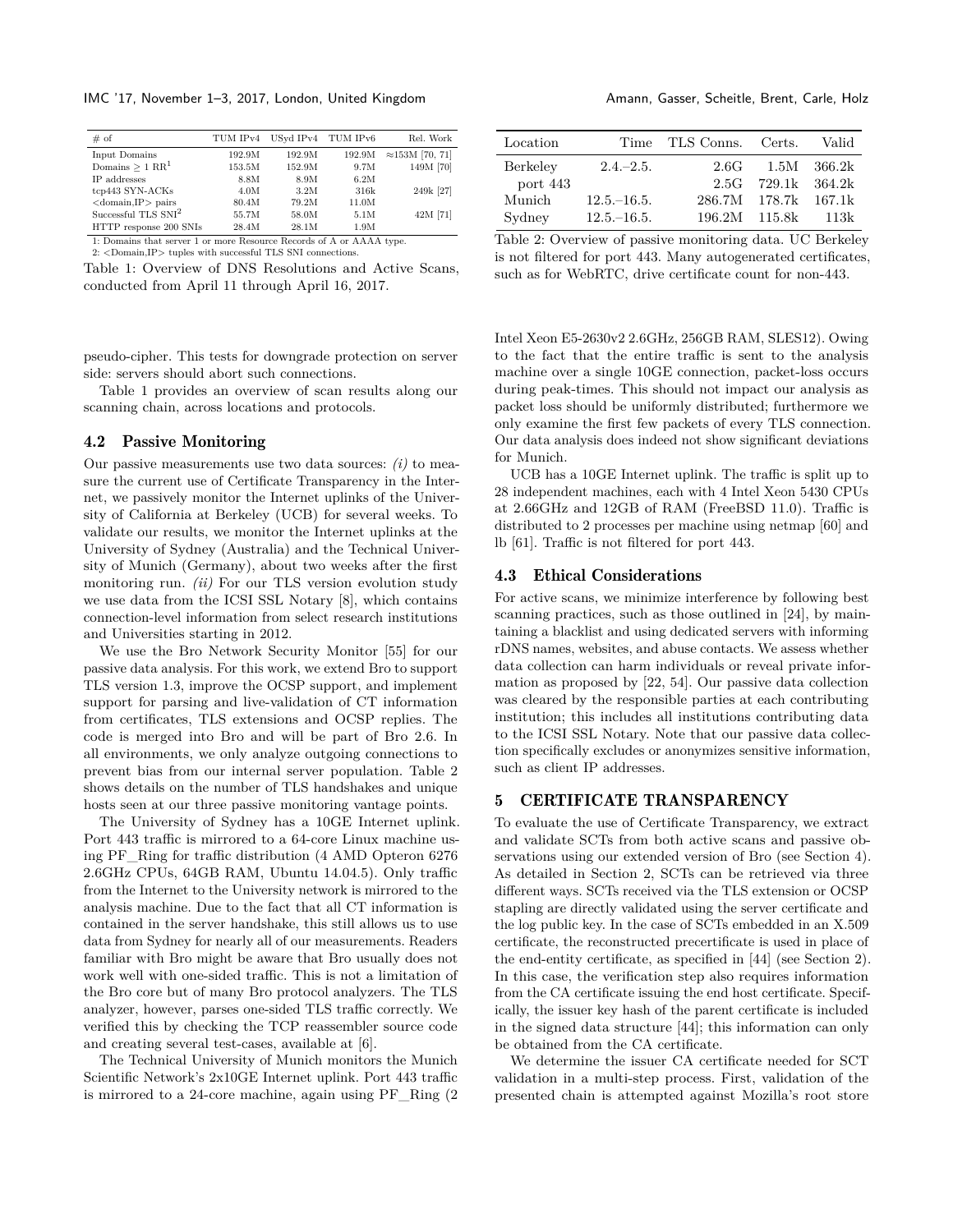| # of | TUM IPv4 | USyd IPv4 | TUM IPv6 | Rel. Work |
|---|---|---|---|---|
| Input Domains | 192.9M | 192.9M | 192.9M | ≈153M [70, 71] |
| Domains ≥ 1 RR[1] | 153.5M | 152.9M | 9.7M | 149M [70] |
| IP addresses | 8.8M | 8.9M | 6.2M | |
| tcp443 SYN-ACKs | 4.0M | 3.2M | 316k | 249k [27] |
| <domain,IP> pairs | 80.4M | 79.2M | 11.0M | |
| Successful TLS SNI[2] | 55.7M | 58.0M | 5.1M | 42M [71] |
| HTTP response 200 SNIs | 28.4M | 28.1M | 1.9M | |

1: Domains that server 1 or more Resource Records of A or AAAA type.
2: <Domain,IP> tuples with successful TLS SNI connections.

Table 1: Overview of DNS Resolutions and Active Scans, conducted from April 11 through April 16, 2017.

pseudo-cipher. This tests for downgrade protection on server side: servers should abort such connections.

Table 1 provides an overview of scan results along our scanning chain, across locations and protocols.

### 4.2 Passive Monitoring

Our passive measurements use two data sources: *(i)* to measure the current use of Certificate Transparency in the Internet, we passively monitor the Internet uplinks of the University of California at Berkeley (UCB) for several weeks. To validate our results, we monitor the Internet uplinks at the University of Sydney (Australia) and the Technical University of Munich (Germany), about two weeks after the first monitoring run. *(ii)* For our TLS version evolution study we use data from the ICSI SSL Notary [8], which contains connection-level information from select research institutions and Universities starting in 2012.

We use the Bro Network Security Monitor [55] for our passive data analysis. For this work, we extend Bro to support TLS version 1.3, improve the OCSP support, and implement support for parsing and live-validation of CT information from certificates, TLS extensions and OCSP replies. The code is merged into Bro and will be part of Bro 2.6. In all environments, we only analyze outgoing connections to prevent bias from our internal server population. Table 2 shows details on the number of TLS handshakes and unique hosts seen at our three passive monitoring vantage points.

The University of Sydney has a 10GE Internet uplink. Port 443 traffic is mirrored to a 64-core Linux machine using PF_Ring for traffic distribution (4 AMD Opteron 6276 2.6GHz CPUs, 64GB RAM, Ubuntu 14.04.5). Only traffic from the Internet to the University network is mirrored to the analysis machine. Due to the fact that all CT information is contained in the server handshake, this still allows us to use data from Sydney for nearly all of our measurements. Readers familiar with Bro might be aware that Bro usually does not work well with one-sided traffic. This is not a limitation of the Bro core but of many Bro protocol analyzers. The TLS analyzer, however, parses one-sided TLS traffic correctly. We verified this by checking the TCP reassembler source code and creating several test-cases, available at [6].

The Technical University of Munich monitors the Munich Scientific Network's 2x10GE Internet uplink. Port 443 traffic is mirrored to a 24-core machine, again using PF_Ring (2 Intel Xeon E5-2630v2 2.6GHz, 256GB RAM, SLES12). Owing to the fact that the entire traffic is sent to the analysis machine over a single 10GE connection, packet-loss occurs during peak-times. This should not impact our analysis as packet loss should be uniformly distributed; furthermore we only examine the first few packets of every TLS connection. Our data analysis does indeed not show significant deviations for Munich.

| Location | Time | TLS Conns. | Certs. | Valid |
|---|---|---|---|---|
| Berkeley | 2.4.–2.5. | 2.6G | 1.5M | 366.2k |
| port 443 | | 2.5G | 729.1k | 364.2k |
| Munich | 12.5.–16.5. | 286.7M | 178.7k | 167.1k |
| Sydney | 12.5.–16.5. | 196.2M | 115.8k | 113k |

Table 2: Overview of passive monitoring data. UC Berkeley is not filtered for port 443. Many autogenerated certificates, such as for WebRTC, drive certificate count for non-443.

UCB has a 10GE Internet uplink. The traffic is split up to 28 independent machines, each with 4 Intel Xeon 5430 CPUs at 2.66GHz and 12GB of RAM (FreeBSD 11.0). Traffic is distributed to 2 processes per machine using netmap [60] and lb [61]. Traffic is not filtered for port 443.

### 4.3 Ethical Considerations

For active scans, we minimize interference by following best scanning practices, such as those outlined in [24], by maintaining a blacklist and using dedicated servers with informing rDNS names, websites, and abuse contacts. We assess whether data collection can harm individuals or reveal private information as proposed by [22, 54]. Our passive data collection was cleared by the responsible parties at each contributing institution; this includes all institutions contributing data to the ICSI SSL Notary. Note that our passive data collection specifically excludes or anonymizes sensitive information, such as client IP addresses.

## 5 CERTIFICATE TRANSPARENCY

To evaluate the use of Certificate Transparency, we extract and validate SCTs from both active scans and passive observations using our extended version of Bro (see Section 4). As detailed in Section 2, SCTs can be retrieved via three different ways. SCTs received via the TLS extension or OCSP stapling are directly validated using the server certificate and the log public key. In the case of SCTs embedded in an X.509 certificate, the reconstructed precertificate is used in place of the end-entity certificate, as specified in [44] (see Section 2). In this case, the verification step also requires information from the CA certificate issuing the end host certificate. Specifically, the issuer key hash of the parent certificate is included in the signed data structure [44]; this information can only be obtained from the CA certificate.

We determine the issuer CA certificate needed for SCT validation in a multi-step process. First, validation of the presented chain is attempted against Mozilla's root store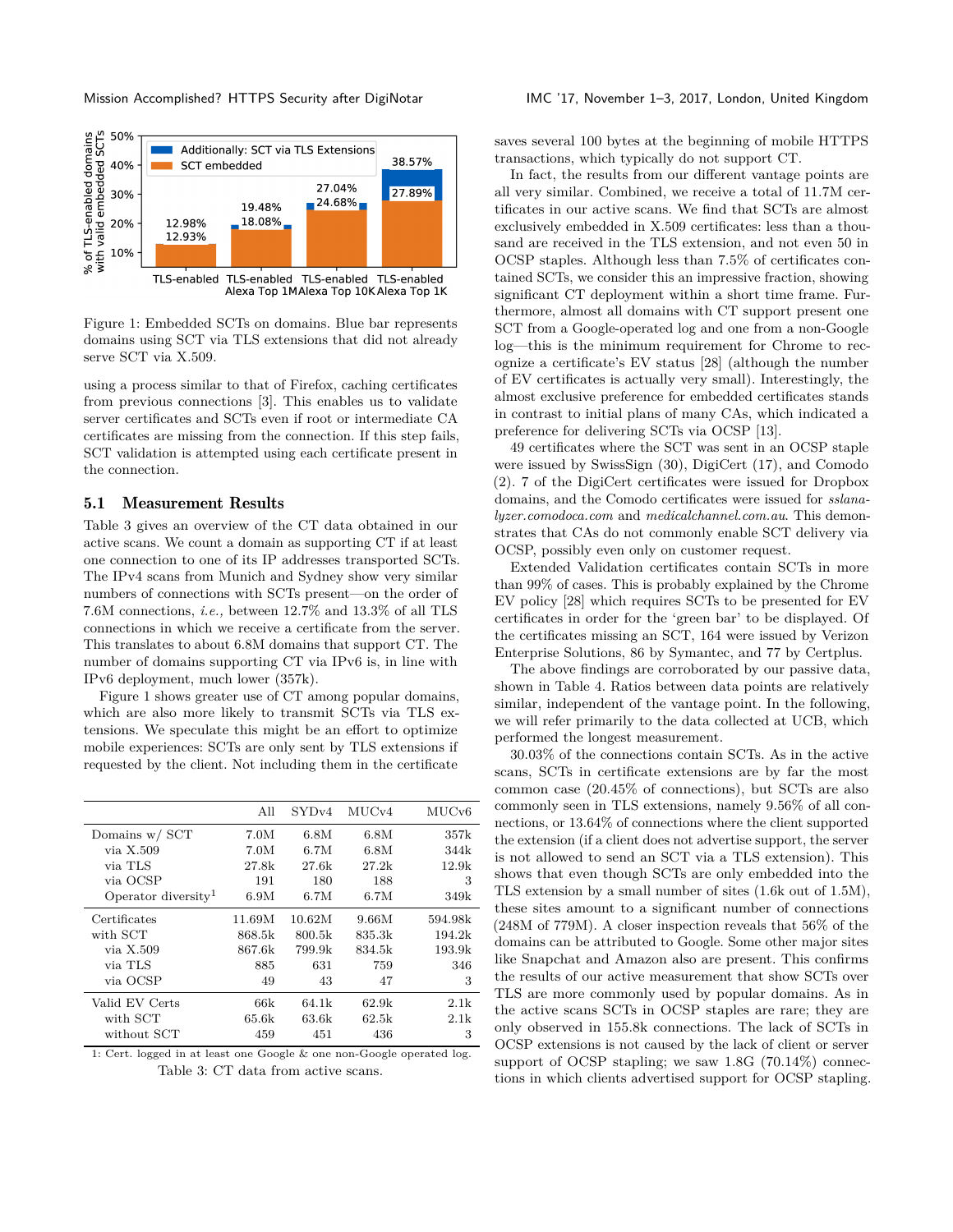Figure 1: Embedded SCTs on domains. Blue bar represents domains using SCT via TLS extensions that did not already serve SCT via X.509.

using a process similar to that of Firefox, caching certificates from previous connections [3]. This enables us to validate server certificates and SCTs even if root or intermediate CA certificates are missing from the connection. If this step fails, SCT validation is attempted using each certificate present in the connection.

## 5.1 Measurement Results

Table 3 gives an overview of the CT data obtained in our active scans. We count a domain as supporting CT if at least one connection to one of its IP addresses transported SCTs. The IPv4 scans from Munich and Sydney show very similar numbers of connections with SCTs present—on the order of 7.6M connections, *i.e.,* between 12.7% and 13.3% of all TLS connections in which we receive a certificate from the server. This translates to about 6.8M domains that support CT. The number of domains supporting CT via IPv6 is, in line with IPv6 deployment, much lower (357k).

Figure 1 shows greater use of CT among popular domains, which are also more likely to transmit SCTs via TLS extensions. We speculate this might be an effort to optimize mobile experiences: SCTs are only sent by TLS extensions if requested by the client. Not including them in the certificate saves several 100 bytes at the beginning of mobile HTTPS transactions, which typically do not support CT.

|  | All | SYDv4 | MUCv4 | MUCv6 |
|---|---|---|---|---|
| Domains w/ SCT | 7.0M | 6.8M | 6.8M | 357k |
| via X.509 | 7.0M | 6.7M | 6.8M | 344k |
| via TLS | 27.8k | 27.6k | 27.2k | 12.9k |
| via OCSP | 191 | 180 | 188 | 3 |
| Operator diversity[1] | 6.9M | 6.7M | 6.7M | 349k |
| Certificates | 11.69M | 10.62M | 9.66M | 594.98k |
| with SCT | 868.5k | 800.5k | 835.3k | 194.2k |
| via X.509 | 867.6k | 799.9k | 834.5k | 193.9k |
| via TLS | 885 | 631 | 759 | 346 |
| via OCSP | 49 | 43 | 47 | 3 |
| Valid EV Certs | 66k | 64.1k | 62.9k | 2.1k |
| with SCT | 65.6k | 63.6k | 62.5k | 2.1k |
| without SCT | 459 | 451 | 436 | 3 |

1: Cert. logged in at least one Google & one non-Google operated log.

Table 3: CT data from active scans.

In fact, the results from our different vantage points are all very similar. Combined, we receive a total of 11.7M certificates in our active scans. We find that SCTs are almost exclusively embedded in X.509 certificates: less than a thousand are received in the TLS extension, and not even 50 in OCSP staples. Although less than 7.5% of certificates contained SCTs, we consider this an impressive fraction, showing significant CT deployment within a short time frame. Furthermore, almost all domains with CT support present one SCT from a Google-operated log and one from a non-Google log—this is the minimum requirement for Chrome to recognize a certificate's EV status [28] (although the number of EV certificates is actually very small). Interestingly, the almost exclusive preference for embedded certificates stands in contrast to initial plans of many CAs, which indicated a preference for delivering SCTs via OCSP [13].

49 certificates where the SCT was sent in an OCSP staple were issued by SwissSign (30), DigiCert (17), and Comodo (2). 7 of the DigiCert certificates were issued for Dropbox domains, and the Comodo certificates were issued for *sslanalyzer.comodoca.com* and *medicalchannel.com.au*. This demonstrates that CAs do not commonly enable SCT delivery via OCSP, possibly even only on customer request.

Extended Validation certificates contain SCTs in more than 99% of cases. This is probably explained by the Chrome EV policy [28] which requires SCTs to be presented for EV certificates in order for the 'green bar' to be displayed. Of the certificates missing an SCT, 164 were issued by Verizon Enterprise Solutions, 86 by Symantec, and 77 by Certplus.

The above findings are corroborated by our passive data, shown in Table 4. Ratios between data points are relatively similar, independent of the vantage point. In the following, we will refer primarily to the data collected at UCB, which performed the longest measurement.

30.03% of the connections contain SCTs. As in the active scans, SCTs in certificate extensions are by far the most common case (20.45% of connections), but SCTs are also commonly seen in TLS extensions, namely 9.56% of all connections, or 13.64% of connections where the client supported the extension (if a client does not advertise support, the server is not allowed to send an SCT via a TLS extension). This shows that even though SCTs are only embedded into the TLS extension by a small number of sites (1.6k out of 1.5M), these sites amount to a significant number of connections (248M of 779M). A closer inspection reveals that 56% of the domains can be attributed to Google. Some other major sites like Snapchat and Amazon also are present. This confirms the results of our active measurement that show SCTs over TLS are more commonly used by popular domains. As in the active scans SCTs in OCSP staples are rare; they are only observed in 155.8k connections. The lack of SCTs in OCSP extensions is not caused by the lack of client or server support of OCSP stapling; we saw 1.8G (70.14%) connections in which clients advertised support for OCSP stapling.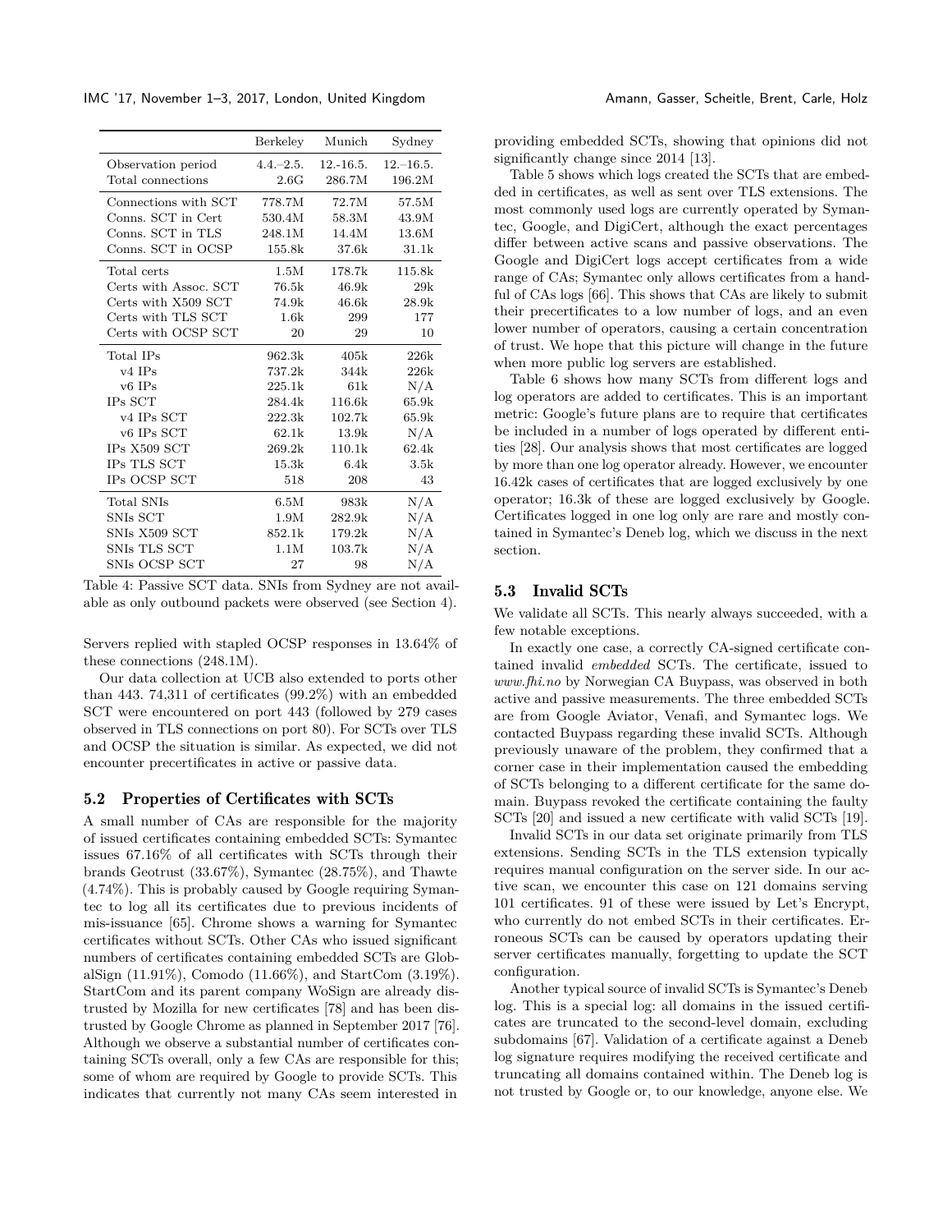| | Berkeley | Munich | Sydney |
|---|---|---|---|
| Observation period | 4.4.–2.5. | 12.-16.5. | 12.–16.5. |
| Total connections | 2.6G | 286.7M | 196.2M |
| Connections with SCT | 778.7M | 72.7M | 57.5M |
| Conns. SCT in Cert | 530.4M | 58.3M | 43.9M |
| Conns. SCT in TLS | 248.1M | 14.4M | 13.6M |
| Conns. SCT in OCSP | 155.8k | 37.6k | 31.1k |
| Total certs | 1.5M | 178.7k | 115.8k |
| Certs with Assoc. SCT | 76.5k | 46.9k | 29k |
| Certs with X509 SCT | 74.9k | 46.6k | 28.9k |
| Certs with TLS SCT | 1.6k | 299 | 177 |
| Certs with OCSP SCT | 20 | 29 | 10 |
| Total IPs | 962.3k | 405k | 226k |
| v4 IPs | 737.2k | 344k | 226k |
| v6 IPs | 225.1k | 61k | N/A |
| IPs SCT | 284.4k | 116.6k | 65.9k |
| v4 IPs SCT | 222.3k | 102.7k | 65.9k |
| v6 IPs SCT | 62.1k | 13.9k | N/A |
| IPs X509 SCT | 269.2k | 110.1k | 62.4k |
| IPs TLS SCT | 15.3k | 6.4k | 3.5k |
| IPs OCSP SCT | 518 | 208 | 43 |
| Total SNIs | 6.5M | 983k | N/A |
| SNIs SCT | 1.9M | 282.9k | N/A |
| SNIs X509 SCT | 852.1k | 179.2k | N/A |
| SNIs TLS SCT | 1.1M | 103.7k | N/A |
| SNIs OCSP SCT | 27 | 98 | N/A |

Table 4: Passive SCT data. SNIs from Sydney are not available as only outbound packets were observed (see Section 4).

Servers replied with stapled OCSP responses in 13.64% of these connections (248.1M).

Our data collection at UCB also extended to ports other than 443. 74,311 of certificates (99.2%) with an embedded SCT were encountered on port 443 (followed by 279 cases observed in TLS connections on port 80). For SCTs over TLS and OCSP the situation is similar. As expected, we did not encounter precertificates in active or passive data.

## 5.2 Properties of Certificates with SCTs

A small number of CAs are responsible for the majority of issued certificates containing embedded SCTs: Symantec issues 67.16% of all certificates with SCTs through their brands Geotrust (33.67%), Symantec (28.75%), and Thawte (4.74%). This is probably caused by Google requiring Symantec to log all its certificates due to previous incidents of mis-issuance [65]. Chrome shows a warning for Symantec certificates without SCTs. Other CAs who issued significant numbers of certificates containing embedded SCTs are GlobalSign (11.91%), Comodo (11.66%), and StartCom (3.19%). StartCom and its parent company WoSign are already distrusted by Mozilla for new certificates [78] and has been distrusted by Google Chrome as planned in September 2017 [76]. Although we observe a substantial number of certificates containing SCTs overall, only a few CAs are responsible for this; some of whom are required by Google to provide SCTs. This indicates that currently not many CAs seem interested in providing embedded SCTs, showing that opinions did not significantly change since 2014 [13].

Table 5 shows which logs created the SCTs that are embedded in certificates, as well as sent over TLS extensions. The most commonly used logs are currently operated by Symantec, Google, and DigiCert, although the exact percentages differ between active scans and passive observations. The Google and DigiCert logs accept certificates from a wide range of CAs; Symantec only allows certificates from a handful of CAs logs [66]. This shows that CAs are likely to submit their precertificates to a low number of logs, and an even lower number of operators, causing a certain concentration of trust. We hope that this picture will change in the future when more public log servers are established.

Table 6 shows how many SCTs from different logs and log operators are added to certificates. This is an important metric: Google's future plans are to require that certificates be included in a number of logs operated by different entities [28]. Our analysis shows that most certificates are logged by more than one log operator already. However, we encounter 16.42k cases of certificates that are logged exclusively by one operator; 16.3k of these are logged exclusively by Google. Certificates logged in one log only are rare and mostly contained in Symantec's Deneb log, which we discuss in the next section.

## 5.3 Invalid SCTs

We validate all SCTs. This nearly always succeeded, with a few notable exceptions.

In exactly one case, a correctly CA-signed certificate contained invalid *embedded* SCTs. The certificate, issued to *www.fhi.no* by Norwegian CA Buypass, was observed in both active and passive measurements. The three embedded SCTs are from Google Aviator, Venafi, and Symantec logs. We contacted Buypass regarding these invalid SCTs. Although previously unaware of the problem, they confirmed that a corner case in their implementation caused the embedding of SCTs belonging to a different certificate for the same domain. Buypass revoked the certificate containing the faulty SCTs [20] and issued a new certificate with valid SCTs [19].

Invalid SCTs in our data set originate primarily from TLS extensions. Sending SCTs in the TLS extension typically requires manual configuration on the server side. In our active scan, we encounter this case on 121 domains serving 101 certificates. 91 of these were issued by Let's Encrypt, who currently do not embed SCTs in their certificates. Erroneous SCTs can be caused by operators updating their server certificates manually, forgetting to update the SCT configuration.

Another typical source of invalid SCTs is Symantec's Deneb log. This is a special log: all domains in the issued certificates are truncated to the second-level domain, excluding subdomains [67]. Validation of a certificate against a Deneb log signature requires modifying the received certificate and truncating all domains contained within. The Deneb log is not trusted by Google or, to our knowledge, anyone else. We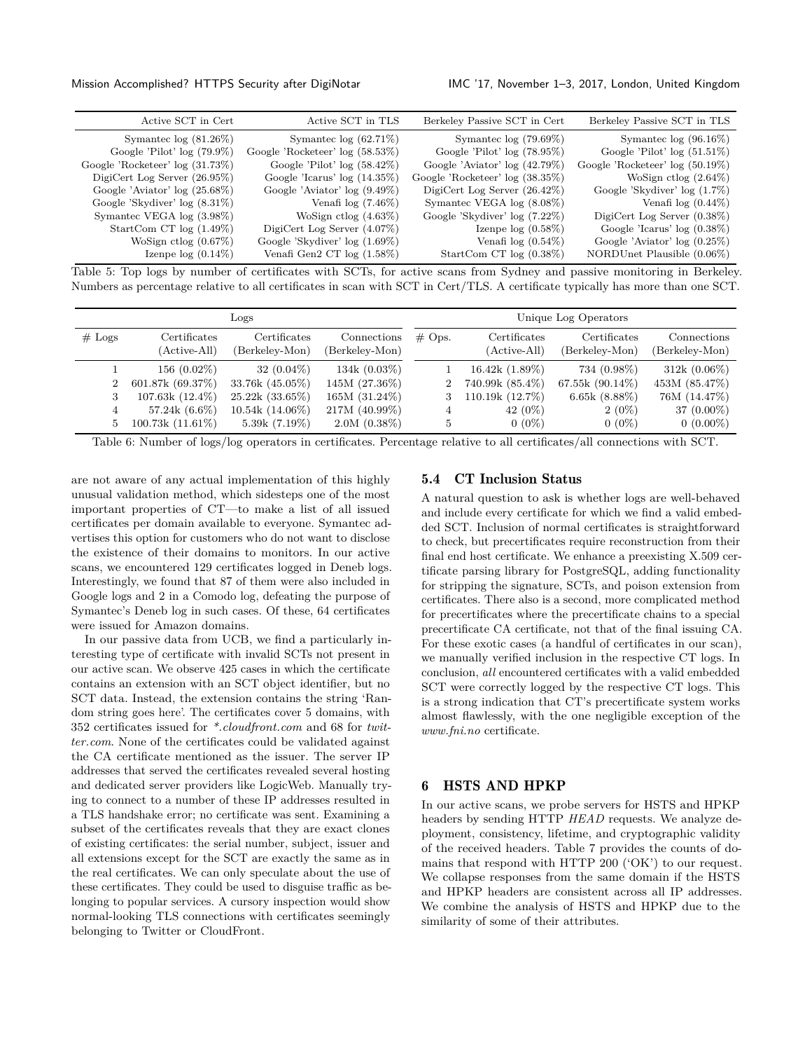| Active SCT in Cert | Active SCT in TLS | Berkeley Passive SCT in Cert | Berkeley Passive SCT in TLS |
|---|---|---|---|
| Symantec log (81.26%) | Symantec log (62.71%) | Symantec log (79.69%) | Symantec log (96.16%) |
| Google 'Pilot' log (79.9%) | Google 'Rocketeer' log (58.53%) | Google 'Pilot' log (78.95%) | Google 'Pilot' log (51.51%) |
| Google 'Rocketeer' log (31.73%) | Google 'Pilot' log (58.42%) | Google 'Aviator' log (42.79%) | Google 'Rocketeer' log (50.19%) |
| DigiCert Log Server (26.95%) | Google 'Icarus' log (14.35%) | Google 'Rocketeer' log (38.35%) | WoSign ctlog (2.64%) |
| Google 'Aviator' log (25.68%) | Google 'Aviator' log (9.49%) | DigiCert Log Server (26.42%) | Google 'Skydiver' log (1.7%) |
| Google 'Skydiver' log (8.31%) | Venafi log (7.46%) | Symantec VEGA log (8.08%) | Venafi log (0.44%) |
| Symantec VEGA log (3.98%) | WoSign ctlog (4.63%) | Google 'Skydiver' log (7.22%) | DigiCert Log Server (0.38%) |
| StartCom CT log (1.49%) | DigiCert Log Server (4.07%) | Izenpe log (0.58%) | Google 'Icarus' log (0.38%) |
| WoSign ctlog (0.67%) | Google 'Skydiver' log (1.69%) | Venafi log (0.54%) | Google 'Aviator' log (0.25%) |
| Izenpe log (0.14%) | Venafi Gen2 CT log (1.58%) | StartCom CT log (0.38%) | NORDUnet Plausible (0.06%) |

Table 5: Top logs by number of certificates with SCTs, for active scans from Sydney and passive monitoring in Berkeley. Numbers as percentage relative to all certificates in scan with SCT in Cert/TLS. A certificate typically has more than one SCT.

| Logs | | | | Unique Log Operators | | | |
|---|---|---|---|---|---|---|---|
| # Logs | Certificates (Active-All) | Certificates (Berkeley-Mon) | Connections (Berkeley-Mon) | # Ops. | Certificates (Active-All) | Certificates (Berkeley-Mon) | Connections (Berkeley-Mon) |
| 1 | 156 (0.02%) | 32 (0.04%) | 134k (0.03%) | 1 | 16.42k (1.89%) | 734 (0.98%) | 312k (0.06%) |
| 2 | 601.87k (69.37%) | 33.76k (45.05%) | 145M (27.36%) | 2 | 740.99k (85.4%) | 67.55k (90.14%) | 453M (85.47%) |
| 3 | 107.63k (12.4%) | 25.22k (33.65%) | 165M (31.24%) | 3 | 110.19k (12.7%) | 6.65k (8.88%) | 76M (14.47%) |
| 4 | 57.24k (6.6%) | 10.54k (14.06%) | 217M (40.99%) | 4 | 42 (0%) | 2 (0%) | 37 (0.00%) |
| 5 | 100.73k (11.61%) | 5.39k (7.19%) | 2.0M (0.38%) | 5 | 0 (0%) | 0 (0%) | 0 (0.00%) |

Table 6: Number of logs/log operators in certificates. Percentage relative to all certificates/all connections with SCT.

are not aware of any actual implementation of this highly unusual validation method, which sidesteps one of the most important properties of CT—to make a list of all issued certificates per domain available to everyone. Symantec advertises this option for customers who do not want to disclose the existence of their domains to monitors. In our active scans, we encountered 129 certificates logged in Deneb logs. Interestingly, we found that 87 of them were also included in Google logs and 2 in a Comodo log, defeating the purpose of Symantec's Deneb log in such cases. Of these, 64 certificates were issued for Amazon domains.

In our passive data from UCB, we find a particularly interesting type of certificate with invalid SCTs not present in our active scan. We observe 425 cases in which the certificate contains an extension with an SCT object identifier, but no SCT data. Instead, the extension contains the string 'Random string goes here'. The certificates cover 5 domains, with 352 certificates issued for *\*.cloudfront.com* and 68 for *twitter.com*. None of the certificates could be validated against the CA certificate mentioned as the issuer. The server IP addresses that served the certificates revealed several hosting and dedicated server providers like LogicWeb. Manually trying to connect to a number of these IP addresses resulted in a TLS handshake error; no certificate was sent. Examining a subset of the certificates reveals that they are exact clones of existing certificates: the serial number, subject, issuer and all extensions except for the SCT are exactly the same as in the real certificates. We can only speculate about the use of these certificates. They could be used to disguise traffic as belonging to popular services. A cursory inspection would show normal-looking TLS connections with certificates seemingly belonging to Twitter or CloudFront.

## 5.4 CT Inclusion Status

A natural question to ask is whether logs are well-behaved and include every certificate for which we find a valid embedded SCT. Inclusion of normal certificates is straightforward to check, but precertificates require reconstruction from their final end host certificate. We enhance a preexisting X.509 certificate parsing library for PostgreSQL, adding functionality for stripping the signature, SCTs, and poison extension from certificates. There also is a second, more complicated method for precertificates where the precertificate chains to a special precertificate CA certificate, not that of the final issuing CA. For these exotic cases (a handful of certificates in our scan), we manually verified inclusion in the respective CT logs. In conclusion, *all* encountered certificates with a valid embedded SCT were correctly logged by the respective CT logs. This is a strong indication that CT's precertificate system works almost flawlessly, with the one negligible exception of the *www.fni.no* certificate.

# 6 HSTS AND HPKP

In our active scans, we probe servers for HSTS and HPKP headers by sending HTTP *HEAD* requests. We analyze deployment, consistency, lifetime, and cryptographic validity of the received headers. Table 7 provides the counts of domains that respond with HTTP 200 ('OK') to our request. We collapse responses from the same domain if the HSTS and HPKP headers are consistent across all IP addresses. We combine the analysis of HSTS and HPKP due to the similarity of some of their attributes.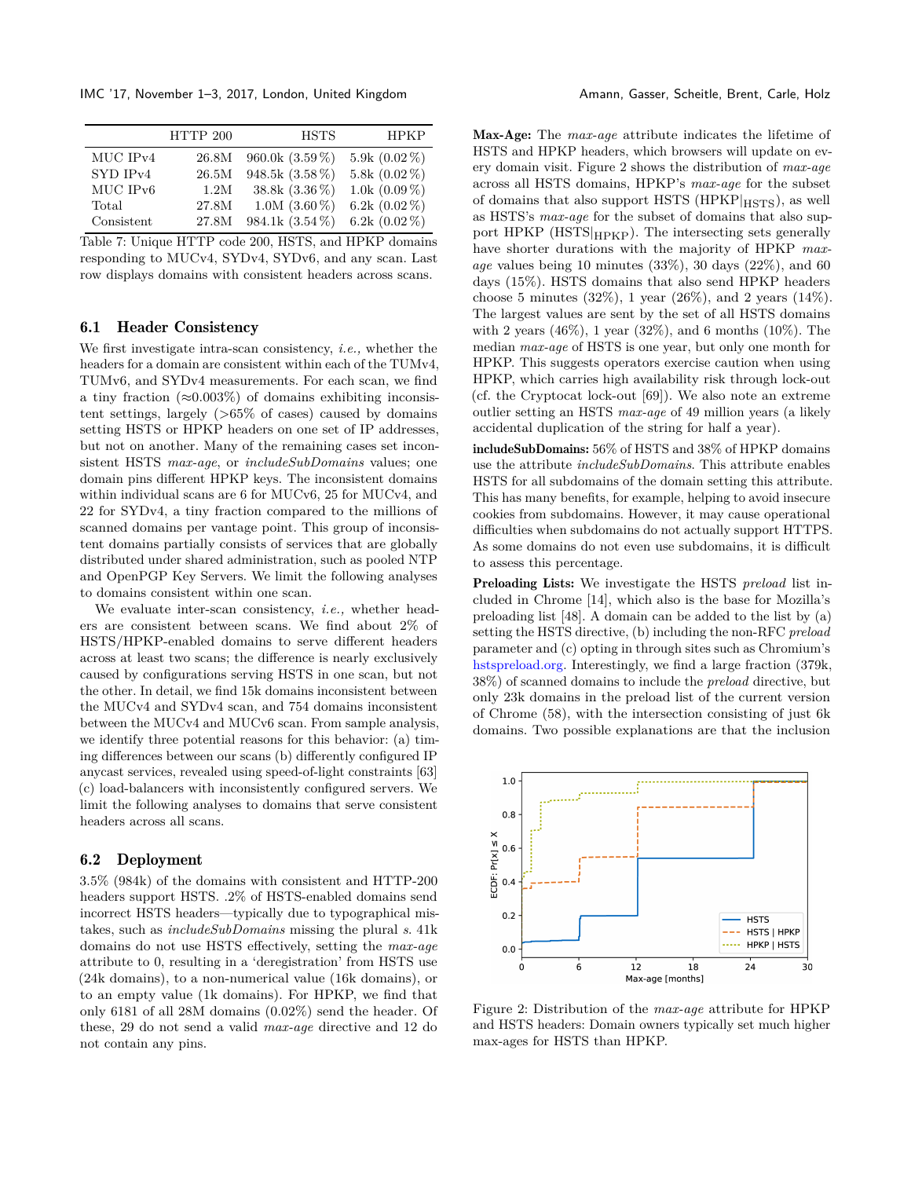|  | HTTP 200 | HSTS | HPKP |
|---|---|---|---|
| MUC IPv4 | 26.8M | 960.0k (3.59 %) | 5.9k (0.02 %) |
| SYD IPv4 | 26.5M | 948.5k (3.58 %) | 5.8k (0.02 %) |
| MUC IPv6 | 1.2M | 38.8k (3.36 %) | 1.0k (0.09 %) |
| Total | 27.8M | 1.0M (3.60 %) | 6.2k (0.02 %) |
| Consistent | 27.8M | 984.1k (3.54 %) | 6.2k (0.02 %) |

Table 7: Unique HTTP code 200, HSTS, and HPKP domains responding to MUCv4, SYDv4, SYDv6, and any scan. Last row displays domains with consistent headers across scans.

## 6.1 Header Consistency

We first investigate intra-scan consistency, *i.e.,* whether the headers for a domain are consistent within each of the TUMv4, TUMv6, and SYDv4 measurements. For each scan, we find a tiny fraction (≈0.003%) of domains exhibiting inconsistent settings, largely (>65% of cases) caused by domains setting HSTS or HPKP headers on one set of IP addresses, but not on another. Many of the remaining cases set inconsistent HSTS *max-age*, or *includeSubDomains* values; one domain pins different HPKP keys. The inconsistent domains within individual scans are 6 for MUCv6, 25 for MUCv4, and 22 for SYDv4, a tiny fraction compared to the millions of scanned domains per vantage point. This group of inconsistent domains partially consists of services that are globally distributed under shared administration, such as pooled NTP and OpenPGP Key Servers. We limit the following analyses to domains consistent within one scan.

We evaluate inter-scan consistency, *i.e.,* whether headers are consistent between scans. We find about 2% of HSTS/HPKP-enabled domains to serve different headers across at least two scans; the difference is nearly exclusively caused by configurations serving HSTS in one scan, but not the other. In detail, we find 15k domains inconsistent between the MUCv4 and SYDv4 scan, and 754 domains inconsistent between the MUCv4 and MUCv6 scan. From sample analysis, we identify three potential reasons for this behavior: (a) timing differences between our scans (b) differently configured IP anycast services, revealed using speed-of-light constraints [63] (c) load-balancers with inconsistently configured servers. We limit the following analyses to domains that serve consistent headers across all scans.

## 6.2 Deployment

3.5% (984k) of the domains with consistent and HTTP-200 headers support HSTS. .2% of HSTS-enabled domains send incorrect HSTS headers—typically due to typographical mistakes, such as *includeSubDomains* missing the plural *s*. 41k domains do not use HSTS effectively, setting the *max-age* attribute to 0, resulting in a 'deregistration' from HSTS use (24k domains), to a non-numerical value (16k domains), or to an empty value (1k domains). For HPKP, we find that only 6181 of all 28M domains (0.02%) send the header. Of these, 29 do not send a valid *max-age* directive and 12 do not contain any pins.

**Max-Age:** The *max-age* attribute indicates the lifetime of HSTS and HPKP headers, which browsers will update on every domain visit. Figure 2 shows the distribution of *max-age* across all HSTS domains, HPKP's *max-age* for the subset of domains that also support HSTS ($\text{HPKP}|_{\text{HSTS}}$), as well as HSTS's *max-age* for the subset of domains that also support HPKP ($\text{HSTS}|_{\text{HPKP}}$). The intersecting sets generally have shorter durations with the majority of HPKP *max-age* values being 10 minutes (33%), 30 days (22%), and 60 days (15%). HSTS domains that also send HPKP headers choose 5 minutes (32%), 1 year (26%), and 2 years (14%). The largest values are sent by the set of all HSTS domains with 2 years (46%), 1 year (32%), and 6 months (10%). The median *max-age* of HSTS is one year, but only one month for HPKP. This suggests operators exercise caution when using HPKP, which carries high availability risk through lock-out (cf. the Cryptocat lock-out [69]). We also note an extreme outlier setting an HSTS *max-age* of 49 million years (a likely accidental duplication of the string for half a year).

**includeSubDomains:** 56% of HSTS and 38% of HPKP domains use the attribute *includeSubDomains*. This attribute enables HSTS for all subdomains of the domain setting this attribute. This has many benefits, for example, helping to avoid insecure cookies from subdomains. However, it may cause operational difficulties when subdomains do not actually support HTTPS. As some domains do not even use subdomains, it is difficult to assess this percentage.

**Preloading Lists:** We investigate the HSTS *preload* list included in Chrome [14], which also is the base for Mozilla's preloading list [48]. A domain can be added to the list by (a) setting the HSTS directive, (b) including the non-RFC *preload* parameter and (c) opting in through sites such as Chromium's hstspreload.org. Interestingly, we find a large fraction (379k, 38%) of scanned domains to include the *preload* directive, but only 23k domains in the preload list of the current version of Chrome (58), with the intersection consisting of just 6k domains. Two possible explanations are that the inclusion

Figure 2: Distribution of the *max-age* attribute for HPKP and HSTS headers: Domain owners typically set much higher max-ages for HSTS than HPKP.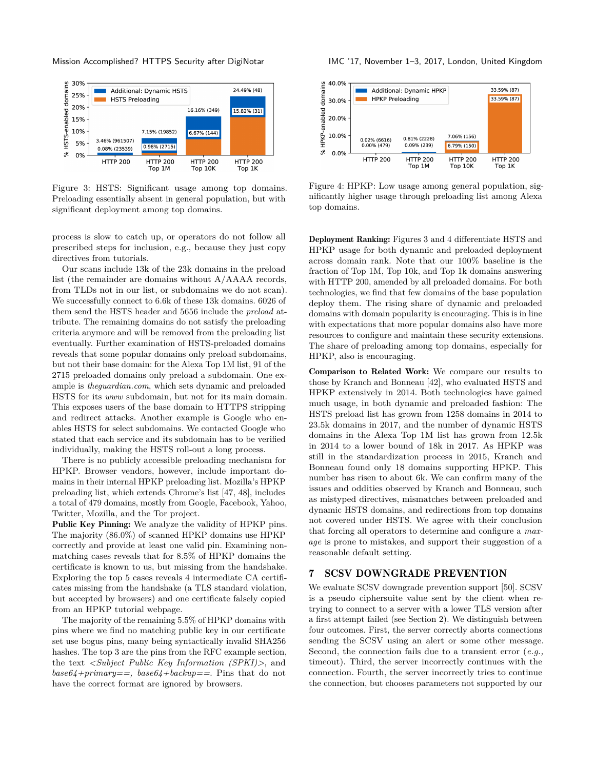Figure 3: HSTS: Significant usage among top domains. Preloading essentially absent in general population, but with significant deployment among top domains.

Figure 4: HPKP: Low usage among general population, significantly higher usage through preloading list among Alexa top domains.

process is slow to catch up, or operators do not follow all prescribed steps for inclusion, e.g., because they just copy directives from tutorials.

Our scans include 13k of the 23k domains in the preload list (the remainder are domains without A/AAAA records, from TLDs not in our list, or subdomains we do not scan). We successfully connect to 6.6k of these 13k domains. 6026 of them send the HSTS header and 5656 include the *preload* attribute. The remaining domains do not satisfy the preloading criteria anymore and will be removed from the preloading list eventually. Further examination of HSTS-preloaded domains reveals that some popular domains only preload subdomains, but not their base domain: for the Alexa Top 1M list, 91 of the 2715 preloaded domains only preload a subdomain. One example is *theguardian.com*, which sets dynamic and preloaded HSTS for its *www* subdomain, but not for its main domain. This exposes users of the base domain to HTTPS stripping and redirect attacks. Another example is Google who enables HSTS for select subdomains. We contacted Google who stated that each service and its subdomain has to be verified individually, making the HSTS roll-out a long process.

There is no publicly accessible preloading mechanism for HPKP. Browser vendors, however, include important domains in their internal HPKP preloading list. Mozilla's HPKP preloading list, which extends Chrome's list [47, 48], includes a total of 479 domains, mostly from Google, Facebook, Yahoo, Twitter, Mozilla, and the Tor project.

**Public Key Pinning:** We analyze the validity of HPKP pins. The majority (86.0%) of scanned HPKP domains use HPKP correctly and provide at least one valid pin. Examining non-matching cases reveals that for 8.5% of HPKP domains the certificate is known to us, but missing from the handshake. Exploring the top 5 cases reveals 4 intermediate CA certificates missing from the handshake (a TLS standard violation, but accepted by browsers) and one certificate falsely copied from an HPKP tutorial webpage.

The majority of the remaining 5.5% of HPKP domains with pins where we find no matching public key in our certificate set use bogus pins, many being syntactically invalid SHA256 hashes. The top 3 are the pins from the RFC example section, the text *<Subject Public Key Information (SPKI)>*, and *base64+primary==*, *base64+backup==*. Pins that do not have the correct format are ignored by browsers.

**Deployment Ranking:** Figures 3 and 4 differentiate HSTS and HPKP usage for both dynamic and preloaded deployment across domain rank. Note that our 100% baseline is the fraction of Top 1M, Top 10k, and Top 1k domains answering with HTTP 200, amended by all preloaded domains. For both technologies, we find that few domains of the base population deploy them. The rising share of dynamic and preloaded domains with domain popularity is encouraging. This is in line with expectations that more popular domains also have more resources to configure and maintain these security extensions. The share of preloading among top domains, especially for HPKP, also is encouraging.

**Comparison to Related Work:** We compare our results to those by Kranch and Bonneau [42], who evaluated HSTS and HPKP extensively in 2014. Both technologies have gained much usage, in both dynamic and preloaded fashion: The HSTS preload list has grown from 1258 domains in 2014 to 23.5k domains in 2017, and the number of dynamic HSTS domains in the Alexa Top 1M list has grown from 12.5k in 2014 to a lower bound of 18k in 2017. As HPKP was still in the standardization process in 2015, Kranch and Bonneau found only 18 domains supporting HPKP. This number has risen to about 6k. We can confirm many of the issues and oddities observed by Kranch and Bonneau, such as mistyped directives, mismatches between preloaded and dynamic HSTS domains, and redirections from top domains not covered under HSTS. We agree with their conclusion that forcing all operators to determine and configure a *max-age* is prone to mistakes, and support their suggestion of a reasonable default setting.

## 7 SCSV DOWNGRADE PREVENTION

We evaluate SCSV downgrade prevention support [50]. SCSV is a pseudo ciphersuite value sent by the client when retrying to connect to a server with a lower TLS version after a first attempt failed (see Section 2). We distinguish between four outcomes. First, the server correctly aborts connections sending the SCSV using an alert or some other message. Second, the connection fails due to a transient error (*e.g.,* timeout). Third, the server incorrectly continues with the connection. Fourth, the server incorrectly tries to continue the connection, but chooses parameters not supported by our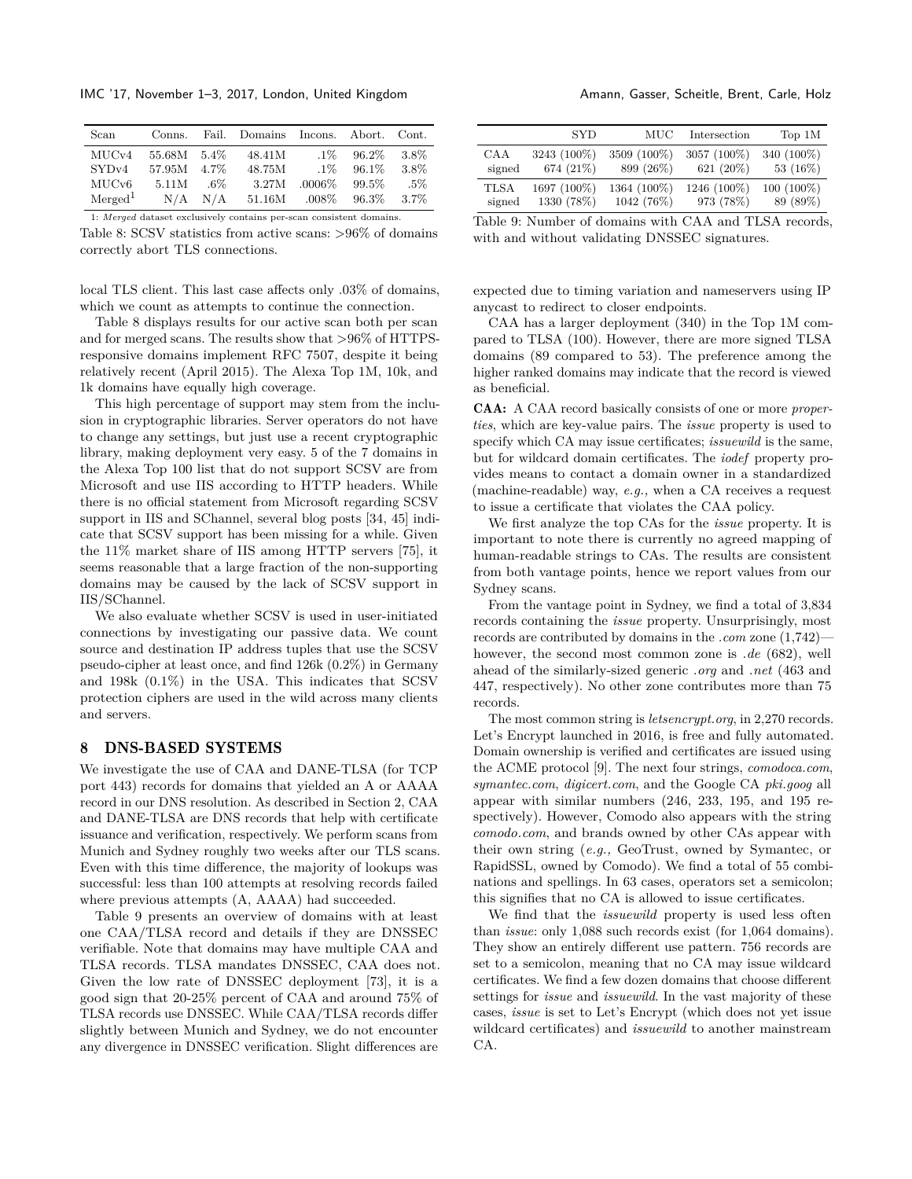| Scan | Conns. | Fail. | Domains | Incons. | Abort. | Cont. |
|---|---|---|---|---|---|---|
| MUCv4 | 55.68M | 5.4% | 48.41M | .1% | 96.2% | 3.8% |
| SYDv4 | 57.95M | 4.7% | 48.75M | .1% | 96.1% | 3.8% |
| MUCv6 | 5.11M | .6% | 3.27M | .0006% | 99.5% | .5% |
| Merged[1] | N/A | N/A | 51.16M | .008% | 96.3% | 3.7% |

1: *Merged* dataset exclusively contains per-scan consistent domains.

Table 8: SCSV statistics from active scans: >96% of domains correctly abort TLS connections.

local TLS client. This last case affects only .03% of domains, which we count as attempts to continue the connection.

Table 8 displays results for our active scan both per scan and for merged scans. The results show that >96% of HTTPS-responsive domains implement RFC 7507, despite it being relatively recent (April 2015). The Alexa Top 1M, 10k, and 1k domains have equally high coverage.

This high percentage of support may stem from the inclusion in cryptographic libraries. Server operators do not have to change any settings, but just use a recent cryptographic library, making deployment very easy. 5 of the 7 domains in the Alexa Top 100 list that do not support SCSV are from Microsoft and use IIS according to HTTP headers. While there is no official statement from Microsoft regarding SCSV support in IIS and SChannel, several blog posts [34, 45] indicate that SCSV support has been missing for a while. Given the 11% market share of IIS among HTTP servers [75], it seems reasonable that a large fraction of the non-supporting domains may be caused by the lack of SCSV support in IIS/SChannel.

We also evaluate whether SCSV is used in user-initiated connections by investigating our passive data. We count source and destination IP address tuples that use the SCSV pseudo-cipher at least once, and find 126k (0.2%) in Germany and 198k (0.1%) in the USA. This indicates that SCSV protection ciphers are used in the wild across many clients and servers.

## 8 DNS-BASED SYSTEMS

We investigate the use of CAA and DANE-TLSA (for TCP port 443) records for domains that yielded an A or AAAA record in our DNS resolution. As described in Section 2, CAA and DANE-TLSA are DNS records that help with certificate issuance and verification, respectively. We perform scans from Munich and Sydney roughly two weeks after our TLS scans. Even with this time difference, the majority of lookups was successful: less than 100 attempts at resolving records failed where previous attempts (A, AAAA) had succeeded.

Table 9 presents an overview of domains with at least one CAA/TLSA record and details if they are DNSSEC verifiable. Note that domains may have multiple CAA and TLSA records. TLSA mandates DNSSEC, CAA does not. Given the low rate of DNSSEC deployment [73], it is a good sign that 20-25% percent of CAA and around 75% of TLSA records use DNSSEC. While CAA/TLSA records differ slightly between Munich and Sydney, we do not encounter any divergence in DNSSEC verification. Slight differences are expected due to timing variation and nameservers using IP anycast to redirect to closer endpoints.

| | SYD | MUC | Intersection | Top 1M |
|---|---|---|---|---|
| CAA | 3243 (100%) | 3509 (100%) | 3057 (100%) | 340 (100%) |
| signed | 674 (21%) | 899 (26%) | 621 (20%) | 53 (16%) |
| TLSA | 1697 (100%) | 1364 (100%) | 1246 (100%) | 100 (100%) |
| signed | 1330 (78%) | 1042 (76%) | 973 (78%) | 89 (89%) |

Table 9: Number of domains with CAA and TLSA records, with and without validating DNSSEC signatures.

CAA has a larger deployment (340) in the Top 1M compared to TLSA (100). However, there are more signed TLSA domains (89 compared to 53). The preference among the higher ranked domains may indicate that the record is viewed as beneficial.

**CAA:** A CAA record basically consists of one or more *properties*, which are key-value pairs. The *issue* property is used to specify which CA may issue certificates; *issuewild* is the same, but for wildcard domain certificates. The *iodef* property provides means to contact a domain owner in a standardized (machine-readable) way, *e.g.,* when a CA receives a request to issue a certificate that violates the CAA policy.

We first analyze the top CAs for the *issue* property. It is important to note there is currently no agreed mapping of human-readable strings to CAs. The results are consistent from both vantage points, hence we report values from our Sydney scans.

From the vantage point in Sydney, we find a total of 3,834 records containing the *issue* property. Unsurprisingly, most records are contributed by domains in the *.com* zone (1,742)—however, the second most common zone is *.de* (682), well ahead of the similarly-sized generic *.org* and *.net* (463 and 447, respectively). No other zone contributes more than 75 records.

The most common string is *letsencrypt.org*, in 2,270 records. Let's Encrypt launched in 2016, is free and fully automated. Domain ownership is verified and certificates are issued using the ACME protocol [9]. The next four strings, *comodoca.com*, *symantec.com*, *digicert.com*, and the Google CA *pki.goog* all appear with similar numbers (246, 233, 195, and 195 respectively). However, Comodo also appears with the string *comodo.com*, and brands owned by other CAs appear with their own string (*e.g.,* GeoTrust, owned by Symantec, or RapidSSL, owned by Comodo). We find a total of 55 combinations and spellings. In 63 cases, operators set a semicolon; this signifies that no CA is allowed to issue certificates.

We find that the *issuewild* property is used less often than *issue*: only 1,088 such records exist (for 1,064 domains). They show an entirely different use pattern. 756 records are set to a semicolon, meaning that no CA may issue wildcard certificates. We find a few dozen domains that choose different settings for *issue* and *issuewild*. In the vast majority of these cases, *issue* is set to Let's Encrypt (which does not yet issue wildcard certificates) and *issuewild* to another mainstream CA.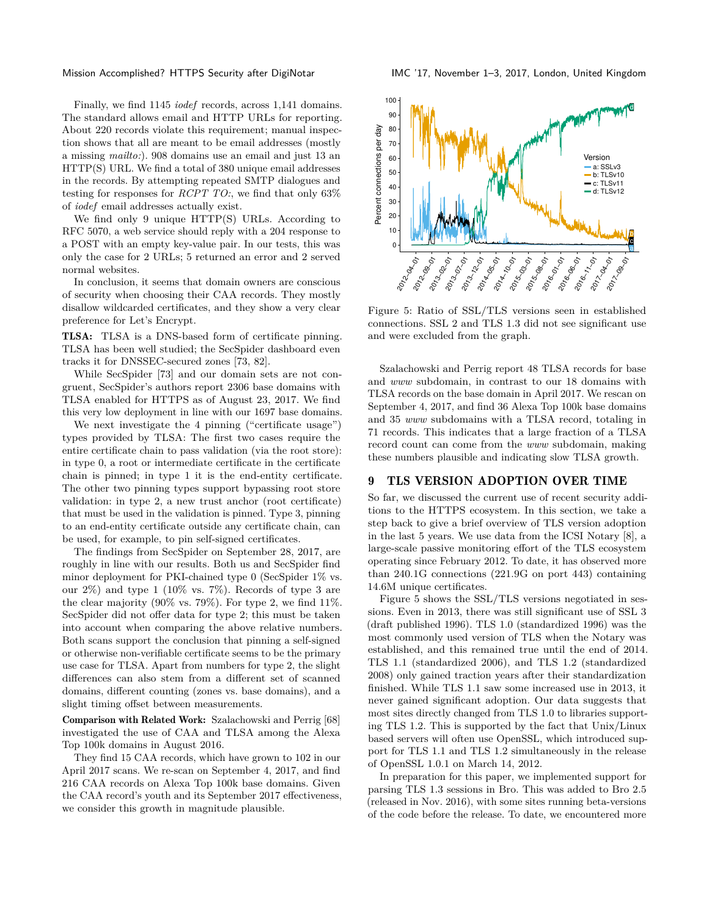Finally, we find 1145 *iodef* records, across 1,141 domains. The standard allows email and HTTP URLs for reporting. About 220 records violate this requirement; manual inspection shows that all are meant to be email addresses (mostly a missing *mailto:*). 908 domains use an email and just 13 an HTTP(S) URL. We find a total of 380 unique email addresses in the records. By attempting repeated SMTP dialogues and testing for responses for *RCPT TO:*, we find that only 63% of *iodef* email addresses actually exist.

We find only 9 unique HTTP(S) URLs. According to RFC 5070, a web service should reply with a 204 response to a POST with an empty key-value pair. In our tests, this was only the case for 2 URLs; 5 returned an error and 2 served normal websites.

In conclusion, it seems that domain owners are conscious of security when choosing their CAA records. They mostly disallow wildcarded certificates, and they show a very clear preference for Let's Encrypt.

**TLSA:** TLSA is a DNS-based form of certificate pinning. TLSA has been well studied; the SecSpider dashboard even tracks it for DNSSEC-secured zones [73, 82].

While SecSpider [73] and our domain sets are not congruent, SecSpider's authors report 2306 base domains with TLSA enabled for HTTPS as of August 23, 2017. We find this very low deployment in line with our 1697 base domains.

We next investigate the 4 pinning ("certificate usage") types provided by TLSA: The first two cases require the entire certificate chain to pass validation (via the root store): in type 0, a root or intermediate certificate in the certificate chain is pinned; in type 1 it is the end-entity certificate. The other two pinning types support bypassing root store validation: in type 2, a new trust anchor (root certificate) that must be used in the validation is pinned. Type 3, pinning to an end-entity certificate outside any certificate chain, can be used, for example, to pin self-signed certificates.

The findings from SecSpider on September 28, 2017, are roughly in line with our results. Both us and SecSpider find minor deployment for PKI-chained type 0 (SecSpider 1% vs. our 2%) and type 1 (10% vs. 7%). Records of type 3 are the clear majority (90% vs. 79%). For type 2, we find 11%. SecSpider did not offer data for type 2; this must be taken into account when comparing the above relative numbers. Both scans support the conclusion that pinning a self-signed or otherwise non-verifiable certificate seems to be the primary use case for TLSA. Apart from numbers for type 2, the slight differences can also stem from a different set of scanned domains, different counting (zones vs. base domains), and a slight timing offset between measurements.

**Comparison with Related Work:** Szalachowski and Perrig [68] investigated the use of CAA and TLSA among the Alexa Top 100k domains in August 2016.

They find 15 CAA records, which have grown to 102 in our April 2017 scans. We re-scan on September 4, 2017, and find 216 CAA records on Alexa Top 100k base domains. Given the CAA record's youth and its September 2017 effectiveness, we consider this growth in magnitude plausible.

Figure 5: Ratio of SSL/TLS versions seen in established connections. SSL 2 and TLS 1.3 did not see significant use and were excluded from the graph.

Szalachowski and Perrig report 48 TLSA records for base and *www* subdomain, in contrast to our 18 domains with TLSA records on the base domain in April 2017. We rescan on September 4, 2017, and find 36 Alexa Top 100k base domains and 35 *www* subdomains with a TLSA record, totaling in 71 records. This indicates that a large fraction of a TLSA record count can come from the *www* subdomain, making these numbers plausible and indicating slow TLSA growth.

## 9 TLS VERSION ADOPTION OVER TIME

So far, we discussed the current use of recent security additions to the HTTPS ecosystem. In this section, we take a step back to give a brief overview of TLS version adoption in the last 5 years. We use data from the ICSI Notary [8], a large-scale passive monitoring effort of the TLS ecosystem operating since February 2012. To date, it has observed more than 240.1G connections (221.9G on port 443) containing 14.6M unique certificates.

Figure 5 shows the SSL/TLS versions negotiated in sessions. Even in 2013, there was still significant use of SSL 3 (draft published 1996). TLS 1.0 (standardized 1996) was the most commonly used version of TLS when the Notary was established, and this remained true until the end of 2014. TLS 1.1 (standardized 2006), and TLS 1.2 (standardized 2008) only gained traction years after their standardization finished. While TLS 1.1 saw some increased use in 2013, it never gained significant adoption. Our data suggests that most sites directly changed from TLS 1.0 to libraries supporting TLS 1.2. This is supported by the fact that Unix/Linux based servers will often use OpenSSL, which introduced support for TLS 1.1 and TLS 1.2 simultaneously in the release of OpenSSL 1.0.1 on March 14, 2012.

In preparation for this paper, we implemented support for parsing TLS 1.3 sessions in Bro. This was added to Bro 2.5 (released in Nov. 2016), with some sites running beta-versions of the code before the release. To date, we encountered more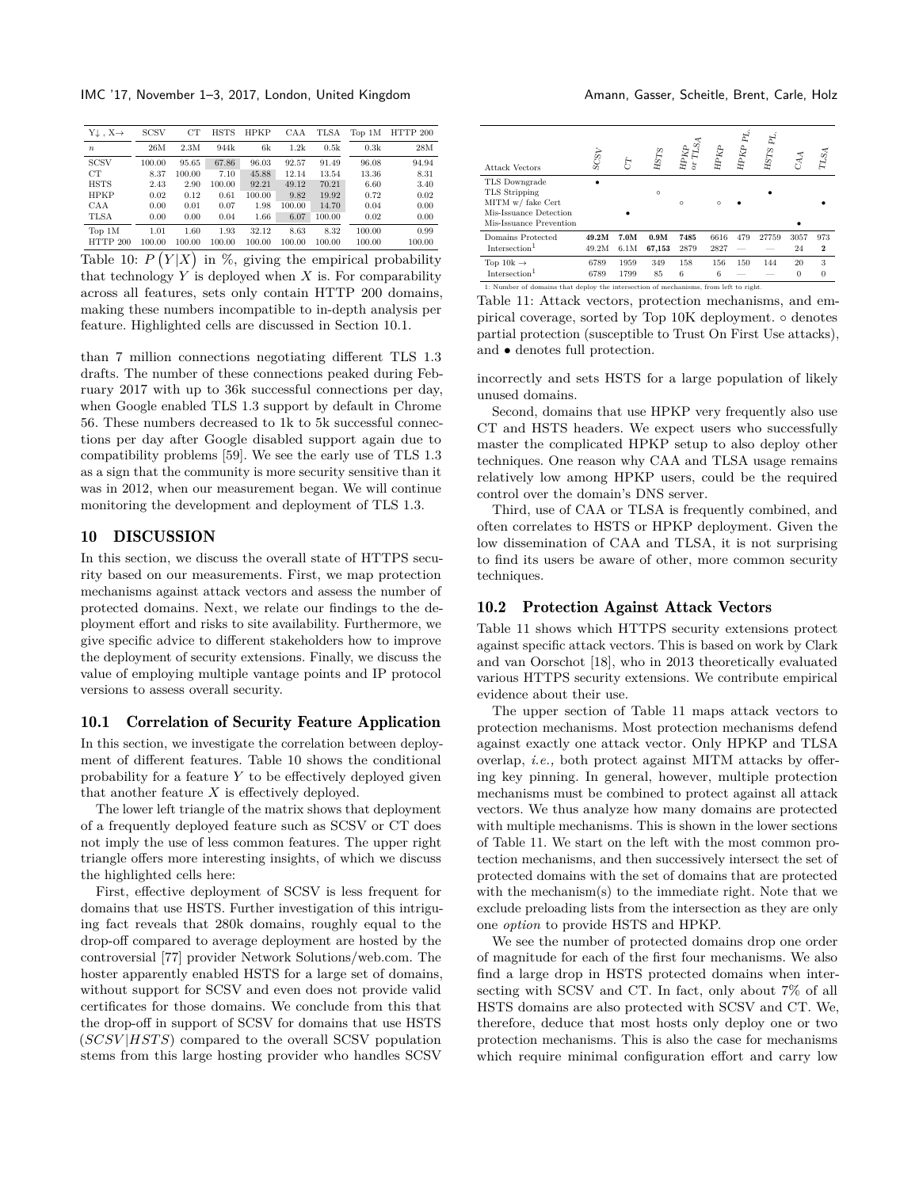| Y↓ , X→ | SCSV | CT | HSTS | HPKP | CAA | TLSA | Top 1M | HTTP 200 |
|---|---|---|---|---|---|---|---|---|
| $n$ | 26M | 2.3M | 944k | 6k | 1.2k | 0.5k | 0.3k | 28M |
| SCSV | 100.00 | 95.65 | 67.86 | 96.03 | 92.57 | 91.49 | 96.08 | 94.94 |
| CT | 8.37 | 100.00 | 7.10 | 45.88 | 12.14 | 13.54 | 13.36 | 8.31 |
| HSTS | 2.43 | 2.90 | 100.00 | 92.21 | 49.12 | 70.21 | 6.60 | 3.40 |
| HPKP | 0.02 | 0.12 | 0.61 | 100.00 | 9.82 | 19.92 | 0.72 | 0.02 |
| CAA | 0.00 | 0.01 | 0.07 | 1.98 | 100.00 | 14.70 | 0.04 | 0.00 |
| TLSA | 0.00 | 0.00 | 0.04 | 1.66 | 6.07 | 100.00 | 0.02 | 0.00 |
| Top 1M | 1.01 | 1.60 | 1.93 | 32.12 | 8.63 | 8.32 | 100.00 | 0.99 |
| HTTP 200 | 100.00 | 100.00 | 100.00 | 100.00 | 100.00 | 100.00 | 100.00 | 100.00 |

Table 10: $P(Y|X)$ in %, giving the empirical probability that technology $Y$ is deployed when $X$ is. For comparability across all features, sets only contain HTTP 200 domains, making these numbers incompatible to in-depth analysis per feature. Highlighted cells are discussed in Section 10.1.

than 7 million connections negotiating different TLS 1.3 drafts. The number of these connections peaked during February 2017 with up to 36k successful connections per day, when Google enabled TLS 1.3 support by default in Chrome 56. These numbers decreased to 1k to 5k successful connections per day after Google disabled support again due to compatibility problems [59]. We see the early use of TLS 1.3 as a sign that the community is more security sensitive than it was in 2012, when our measurement began. We will continue monitoring the development and deployment of TLS 1.3.

## 10 DISCUSSION

In this section, we discuss the overall state of HTTPS security based on our measurements. First, we map protection mechanisms against attack vectors and assess the number of protected domains. Next, we relate our findings to the deployment effort and risks to site availability. Furthermore, we give specific advice to different stakeholders how to improve the deployment of security extensions. Finally, we discuss the value of employing multiple vantage points and IP protocol versions to assess overall security.

### 10.1 Correlation of Security Feature Application

In this section, we investigate the correlation between deployment of different features. Table 10 shows the conditional probability for a feature $Y$ to be effectively deployed given that another feature $X$ is effectively deployed.

The lower left triangle of the matrix shows that deployment of a frequently deployed feature such as SCSV or CT does not imply the use of less common features. The upper right triangle offers more interesting insights, of which we discuss the highlighted cells here:

First, effective deployment of SCSV is less frequent for domains that use HSTS. Further investigation of this intriguing fact reveals that 280k domains, roughly equal to the drop-off compared to average deployment are hosted by the controversial [77] provider Network Solutions/web.com. The hoster apparently enabled HSTS for a large set of domains, without support for SCSV and even does not provide valid certificates for those domains. We conclude from this that the drop-off in support of SCSV for domains that use HSTS ($SCSV|HSTS$) compared to the overall SCSV population stems from this large hosting provider who handles SCSV incorrectly and sets HSTS for a large population of likely unused domains.

Second, domains that use HPKP very frequently also use CT and HSTS headers. We expect users who successfully master the complicated HPKP setup to also deploy other techniques. One reason why CAA and TLSA usage remains relatively low among HPKP users, could be the required control over the domain's DNS server.

Third, use of CAA or TLSA is frequently combined, and often correlates to HSTS or HPKP deployment. Given the low dissemination of CAA and TLSA, it is not surprising to find its users be aware of other, more common security techniques.

| Attack Vectors | *SCSV* | *CT* | *HSTS* | *HPKP or TLSA* | *HPKP* | *HPKP Pl.* | *HSTS Pl.* | *CAA* | *TLSA* |
|---|---|---|---|---|---|---|---|---|---|
| TLS Downgrade | • | | | | | | | | |
| TLS Stripping | | | ○ | | | | • | | |
| MITM w/ fake Cert | | | | ○ | ○ | • | | | • |
| Mis-Issuance Detection | | • | | | | | | | |
| Mis-Issuance Prevention | | | | | | | | • | |
| Domains Protected | **49.2M** | **7.0M** | **0.9M** | **7485** | 6616 | 479 | 27759 | 3057 | 973 |
| Intersection[1] | 49.2M | 6.1M | **67,153** | 2879 | 2827 | — | — | 24 | **2** |
| Top 10k → | 6789 | 1959 | 349 | 158 | 156 | 150 | 144 | 20 | 3 |
| Intersection[1] | 6789 | 1799 | 85 | 6 | 6 | — | — | 0 | 0 |

1: Number of domains that deploy the intersection of mechanisms, from left to right.

Table 11: Attack vectors, protection mechanisms, and empirical coverage, sorted by Top 10K deployment. ○ denotes partial protection (susceptible to Trust On First Use attacks), and • denotes full protection.

### 10.2 Protection Against Attack Vectors

Table 11 shows which HTTPS security extensions protect against specific attack vectors. This is based on work by Clark and van Oorschot [18], who in 2013 theoretically evaluated various HTTPS security extensions. We contribute empirical evidence about their use.

The upper section of Table 11 maps attack vectors to protection mechanisms. Most protection mechanisms defend against exactly one attack vector. Only HPKP and TLSA overlap, *i.e.,* both protect against MITM attacks by offering key pinning. In general, however, multiple protection mechanisms must be combined to protect against all attack vectors. We thus analyze how many domains are protected with multiple mechanisms. This is shown in the lower sections of Table 11. We start on the left with the most common protection mechanisms, and then successively intersect the set of protected domains with the set of domains that are protected with the mechanism(s) to the immediate right. Note that we exclude preloading lists from the intersection as they are only one *option* to provide HSTS and HPKP.

We see the number of protected domains drop one order of magnitude for each of the first four mechanisms. We also find a large drop in HSTS protected domains when intersecting with SCSV and CT. In fact, only about 7% of all HSTS domains are also protected with SCSV and CT. We, therefore, deduce that most hosts only deploy one or two protection mechanisms. This is also the case for mechanisms which require minimal configuration effort and carry low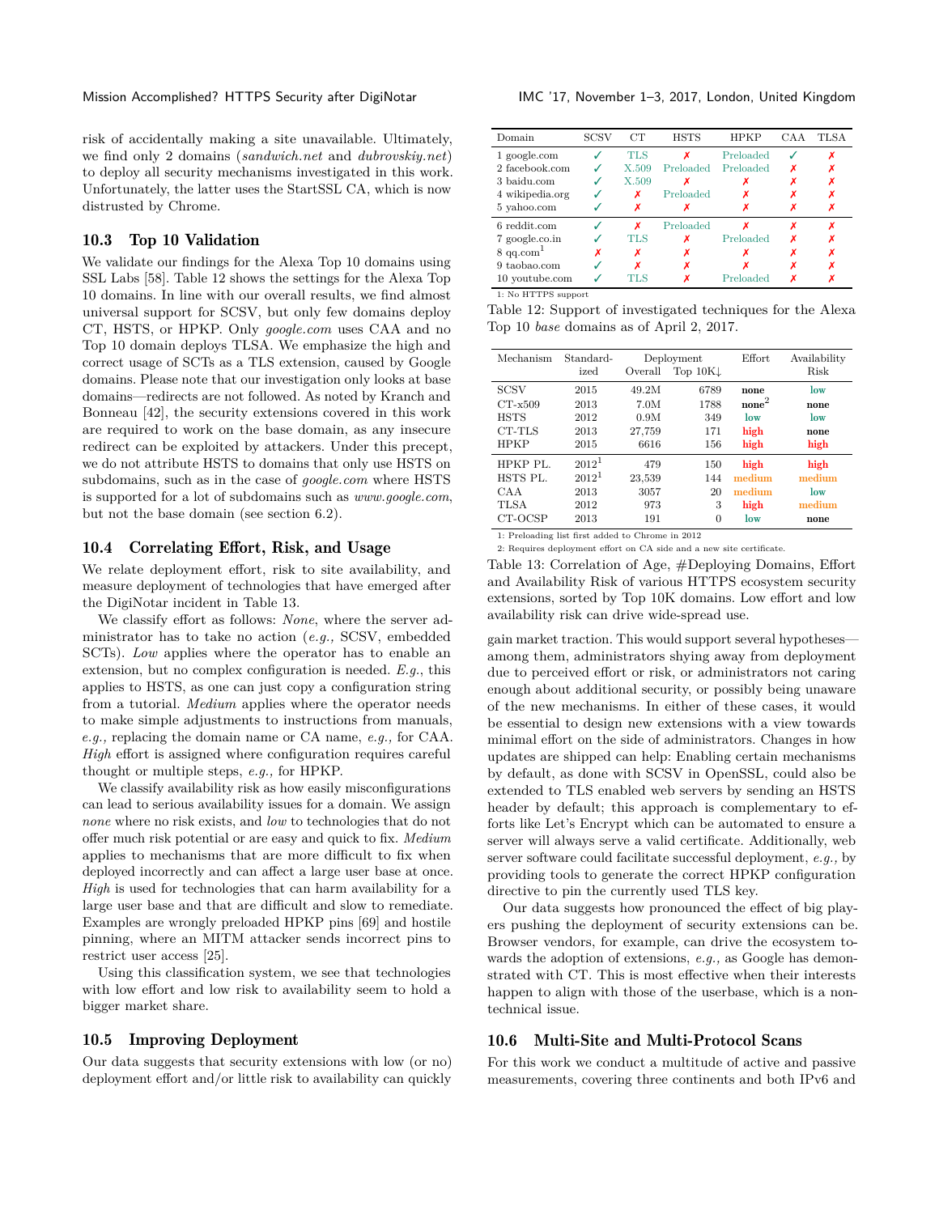risk of accidentally making a site unavailable. Ultimately, we find only 2 domains (*sandwich.net* and *dubrovskiy.net*) to deploy all security mechanisms investigated in this work. Unfortunately, the latter uses the StartSSL CA, which is now distrusted by Chrome.

### 10.3 Top 10 Validation

We validate our findings for the Alexa Top 10 domains using SSL Labs [58]. Table 12 shows the settings for the Alexa Top 10 domains. In line with our overall results, we find almost universal support for SCSV, but only few domains deploy CT, HSTS, or HPKP. Only *google.com* uses CAA and no Top 10 domain deploys TLSA. We emphasize the high and correct usage of SCTs as a TLS extension, caused by Google domains. Please note that our investigation only looks at base domains—redirects are not followed. As noted by Kranch and Bonneau [42], the security extensions covered in this work are required to work on the base domain, as any insecure redirect can be exploited by attackers. Under this precept, we do not attribute HSTS to domains that only use HSTS on subdomains, such as in the case of *google.com* where HSTS is supported for a lot of subdomains such as *www.google.com*, but not the base domain (see section 6.2).

| Domain | SCSV | CT | HSTS | HPKP | CAA | TLSA |
|---|---|---|---|---|---|---|
| 1 google.com | ✓ | TLS | ✗ | Preloaded | ✓ | ✗ |
| 2 facebook.com | ✓ | X.509 | Preloaded | Preloaded | ✗ | ✗ |
| 3 baidu.com | ✓ | X.509 | ✗ | ✗ | ✗ | ✗ |
| 4 wikipedia.org | ✓ | ✗ | Preloaded | ✗ | ✗ | ✗ |
| 5 yahoo.com | ✓ | ✗ | ✗ | ✗ | ✗ | ✗ |
| 6 reddit.com | ✓ | ✗ | Preloaded | ✗ | ✗ | ✗ |
| 7 google.co.in | ✓ | TLS | ✗ | Preloaded | ✗ | ✗ |
| 8 qq.com[1] | ✗ | ✗ | ✗ | ✗ | ✗ | ✗ |
| 9 taobao.com | ✓ | ✗ | ✗ | ✗ | ✗ | ✗ |
| 10 youtube.com | ✓ | TLS | ✗ | Preloaded | ✗ | ✗ |

1: No HTTPS support

Table 12: Support of investigated techniques for the Alexa Top 10 *base* domains as of April 2, 2017.

### 10.4 Correlating Effort, Risk, and Usage

We relate deployment effort, risk to site availability, and measure deployment of technologies that have emerged after the DigiNotar incident in Table 13.

We classify effort as follows: *None*, where the server administrator has to take no action (*e.g.,* SCSV, embedded SCTs). *Low* applies where the operator has to enable an extension, but no complex configuration is needed. *E.g.*, this applies to HSTS, as one can just copy a configuration string from a tutorial. *Medium* applies where the operator needs to make simple adjustments to instructions from manuals, *e.g.,* replacing the domain name or CA name, *e.g.,* for CAA. *High* effort is assigned where configuration requires careful thought or multiple steps, *e.g.,* for HPKP.

We classify availability risk as how easily misconfigurations can lead to serious availability issues for a domain. We assign *none* where no risk exists, and *low* to technologies that do not offer much risk potential or are easy and quick to fix. *Medium* applies to mechanisms that are more difficult to fix when deployed incorrectly and can affect a large user base at once. *High* is used for technologies that can harm availability for a large user base and that are difficult and slow to remediate. Examples are wrongly preloaded HPKP pins [69] and hostile pinning, where an MITM attacker sends incorrect pins to restrict user access [25].

Using this classification system, we see that technologies with low effort and low risk to availability seem to hold a bigger market share.

| Mechanism | Standard-ized | Deployment Overall | Top 10K↓ | Effort | Availability Risk |
|---|---|---|---|---|---|
| SCSV | 2015 | 49.2M | 6789 | **none** | low |
| CT-x509 | 2013 | 7.0M | 1788 | **none**[2] | **none** |
| HSTS | 2012 | 0.9M | 349 | low | low |
| CT-TLS | 2013 | 27,759 | 171 | high | **none** |
| HPKP | 2015 | 6616 | 156 | high | high |
| HPKP PL. | 2012[1] | 479 | 150 | high | high |
| HSTS PL. | 2012[1] | 23,539 | 144 | medium | medium |
| CAA | 2013 | 3057 | 20 | medium | low |
| TLSA | 2012 | 973 | 3 | high | medium |
| CT-OCSP | 2013 | 191 | 0 | low | **none** |

1: Preloading list first added to Chrome in 2012
2: Requires deployment effort on CA side and a new site certificate.

Table 13: Correlation of Age, #Deploying Domains, Effort and Availability Risk of various HTTPS ecosystem security extensions, sorted by Top 10K domains. Low effort and low availability risk can drive wide-spread use.

### 10.5 Improving Deployment

Our data suggests that security extensions with low (or no) deployment effort and/or little risk to availability can quickly gain market traction. This would support several hypotheses—among them, administrators shying away from deployment due to perceived effort or risk, or administrators not caring enough about additional security, or possibly being unaware of the new mechanisms. In either of these cases, it would be essential to design new extensions with a view towards minimal effort on the side of administrators. Changes in how updates are shipped can help: Enabling certain mechanisms by default, as done with SCSV in OpenSSL, could also be extended to TLS enabled web servers by sending an HSTS header by default; this approach is complementary to efforts like Let's Encrypt which can be automated to ensure a server will always serve a valid certificate. Additionally, web server software could facilitate successful deployment, *e.g.,* by providing tools to generate the correct HPKP configuration directive to pin the currently used TLS key.

Our data suggests how pronounced the effect of big players pushing the deployment of security extensions can be. Browser vendors, for example, can drive the ecosystem towards the adoption of extensions, *e.g.,* as Google has demonstrated with CT. This is most effective when their interests happen to align with those of the userbase, which is a non-technical issue.

### 10.6 Multi-Site and Multi-Protocol Scans

For this work we conduct a multitude of active and passive measurements, covering three continents and both IPv6 and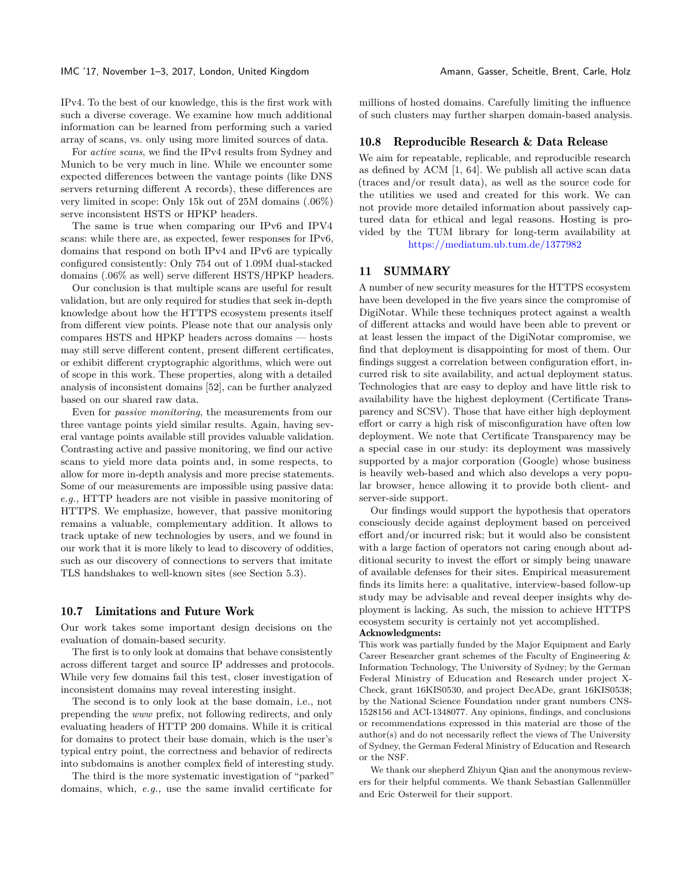IPv4. To the best of our knowledge, this is the first work with such a diverse coverage. We examine how much additional information can be learned from performing such a varied array of scans, vs. only using more limited sources of data.

For *active scans*, we find the IPv4 results from Sydney and Munich to be very much in line. While we encounter some expected differences between the vantage points (like DNS servers returning different A records), these differences are very limited in scope: Only 15k out of 25M domains (.06%) serve inconsistent HSTS or HPKP headers.

The same is true when comparing our IPv6 and IPV4 scans: while there are, as expected, fewer responses for IPv6, domains that respond on both IPv4 and IPv6 are typically configured consistently: Only 754 out of 1.09M dual-stacked domains (.06% as well) serve different HSTS/HPKP headers.

Our conclusion is that multiple scans are useful for result validation, but are only required for studies that seek in-depth knowledge about how the HTTPS ecosystem presents itself from different view points. Please note that our analysis only compares HSTS and HPKP headers across domains — hosts may still serve different content, present different certificates, or exhibit different cryptographic algorithms, which were out of scope in this work. These properties, along with a detailed analysis of inconsistent domains [52], can be further analyzed based on our shared raw data.

Even for *passive monitoring*, the measurements from our three vantage points yield similar results. Again, having several vantage points available still provides valuable validation. Contrasting active and passive monitoring, we find our active scans to yield more data points and, in some respects, to allow for more in-depth analysis and more precise statements. Some of our measurements are impossible using passive data: *e.g.,* HTTP headers are not visible in passive monitoring of HTTPS. We emphasize, however, that passive monitoring remains a valuable, complementary addition. It allows to track uptake of new technologies by users, and we found in our work that it is more likely to lead to discovery of oddities, such as our discovery of connections to servers that imitate TLS handshakes to well-known sites (see Section 5.3).

### 10.7 Limitations and Future Work

Our work takes some important design decisions on the evaluation of domain-based security.

The first is to only look at domains that behave consistently across different target and source IP addresses and protocols. While very few domains fail this test, closer investigation of inconsistent domains may reveal interesting insight.

The second is to only look at the base domain, i.e., not prepending the *www* prefix, not following redirects, and only evaluating headers of HTTP 200 domains. While it is critical for domains to protect their base domain, which is the user's typical entry point, the correctness and behavior of redirects into subdomains is another complex field of interesting study.

The third is the more systematic investigation of "parked" domains, which, *e.g.,* use the same invalid certificate for millions of hosted domains. Carefully limiting the influence of such clusters may further sharpen domain-based analysis.

### 10.8 Reproducible Research & Data Release

We aim for repeatable, replicable, and reproducible research as defined by ACM [1, 64]. We publish all active scan data (traces and/or result data), as well as the source code for the utilities we used and created for this work. We can not provide more detailed information about passively captured data for ethical and legal reasons. Hosting is provided by the TUM library for long-term availability at https://mediatum.ub.tum.de/1377982

## 11 SUMMARY

A number of new security measures for the HTTPS ecosystem have been developed in the five years since the compromise of DigiNotar. While these techniques protect against a wealth of different attacks and would have been able to prevent or at least lessen the impact of the DigiNotar compromise, we find that deployment is disappointing for most of them. Our findings suggest a correlation between configuration effort, incurred risk to site availability, and actual deployment status. Technologies that are easy to deploy and have little risk to availability have the highest deployment (Certificate Transparency and SCSV). Those that have either high deployment effort or carry a high risk of misconfiguration have often low deployment. We note that Certificate Transparency may be a special case in our study: its deployment was massively supported by a major corporation (Google) whose business is heavily web-based and which also develops a very popular browser, hence allowing it to provide both client- and server-side support.

Our findings would support the hypothesis that operators consciously decide against deployment based on perceived effort and/or incurred risk; but it would also be consistent with a large faction of operators not caring enough about additional security to invest the effort or simply being unaware of available defenses for their sites. Empirical measurement finds its limits here: a qualitative, interview-based follow-up study may be advisable and reveal deeper insights why deployment is lacking. As such, the mission to achieve HTTPS ecosystem security is certainly not yet accomplished.

**Acknowledgments:**

This work was partially funded by the Major Equipment and Early Career Researcher grant schemes of the Faculty of Engineering & Information Technology, The University of Sydney; by the German Federal Ministry of Education and Research under project X-Check, grant 16KIS0530, and project DecADe, grant 16KIS0538; by the National Science Foundation under grant numbers CNS-1528156 and ACI-1348077. Any opinions, findings, and conclusions or recommendations expressed in this material are those of the author(s) and do not necessarily reflect the views of The University of Sydney, the German Federal Ministry of Education and Research or the NSF.

We thank our shepherd Zhiyun Qian and the anonymous reviewers for their helpful comments. We thank Sebastian Gallenmüller and Eric Osterweil for their support.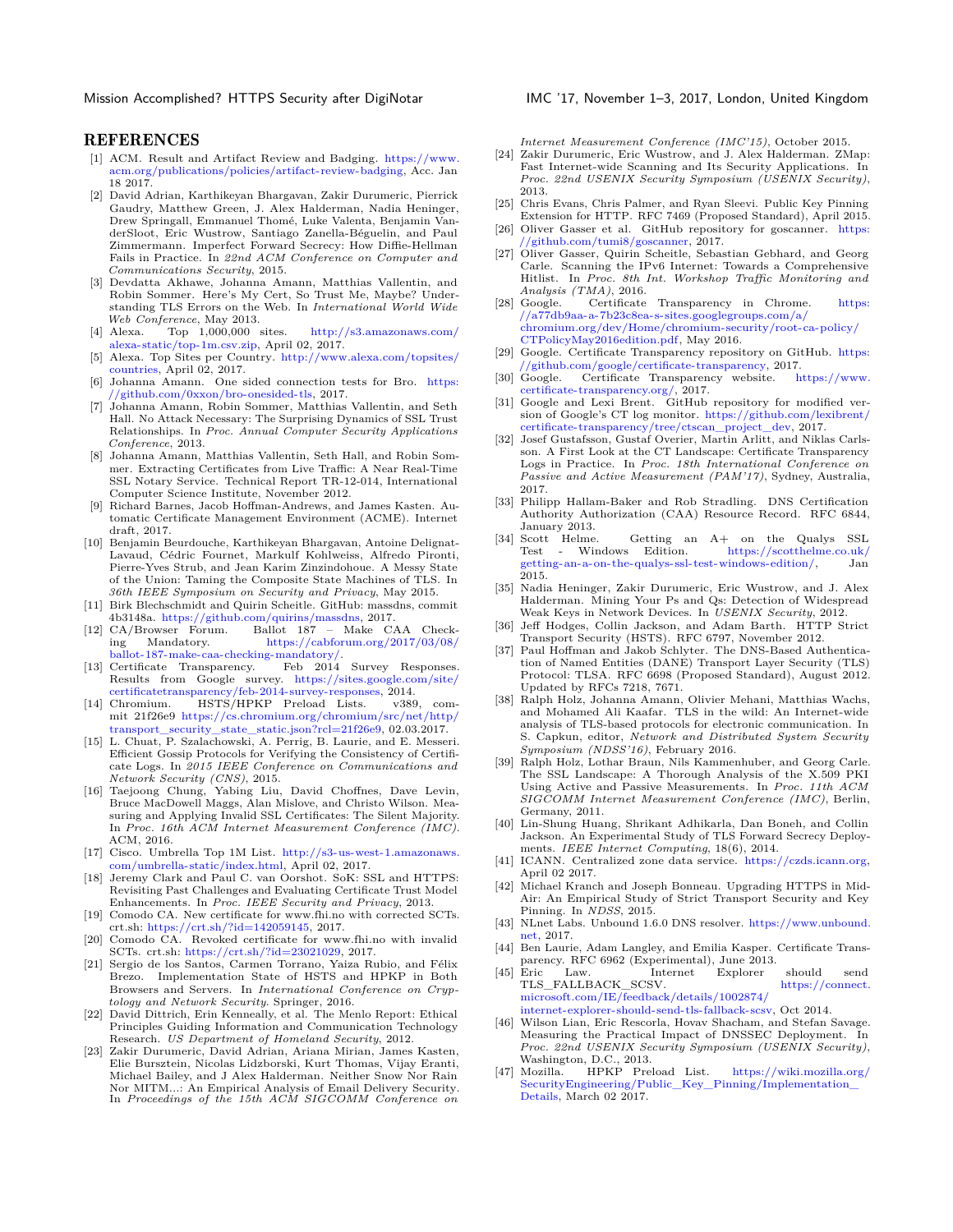# REFERENCES

[1] ACM. Result and Artifact Review and Badging. https://www.acm.org/publications/policies/artifact-review-badging, Acc. Jan 18 2017.

[2] David Adrian, Karthikeyan Bhargavan, Zakir Durumeric, Pierrick Gaudry, Matthew Green, J. Alex Halderman, Nadia Heninger, Drew Springall, Emmanuel Thomé, Luke Valenta, Benjamin VanderSloot, Eric Wustrow, Santiago Zanella-Béguelin, and Paul Zimmermann. Imperfect Forward Secrecy: How Diffie-Hellman Fails in Practice. In *22nd ACM Conference on Computer and Communications Security*, 2015.

[3] Devdatta Akhawe, Johanna Amann, Matthias Vallentin, and Robin Sommer. Here's My Cert, So Trust Me, Maybe? Understanding TLS Errors on the Web. In *International World Wide Web Conference*, May 2013.

[4] Alexa. Top 1,000,000 sites. http://s3.amazonaws.com/alexa-static/top-1m.csv.zip, April 02, 2017.

[5] Alexa. Top Sites per Country. http://www.alexa.com/topsites/countries, April 02, 2017.

[6] Johanna Amann. One sided connection tests for Bro. https://github.com/0xxon/bro-onesided-tls, 2017.

[7] Johanna Amann, Robin Sommer, Matthias Vallentin, and Seth Hall. No Attack Necessary: The Surprising Dynamics of SSL Trust Relationships. In *Proc. Annual Computer Security Applications Conference*, 2013.

[8] Johanna Amann, Matthias Vallentin, Seth Hall, and Robin Sommer. Extracting Certificates from Live Traffic: A Near Real-Time SSL Notary Service. Technical Report TR-12-014, International Computer Science Institute, November 2012.

[9] Richard Barnes, Jacob Hoffman-Andrews, and James Kasten. Automatic Certificate Management Environment (ACME). Internet draft, 2017.

[10] Benjamin Beurdouche, Karthikeyan Bhargavan, Antoine Delignat-Lavaud, Cédric Fournet, Markulf Kohlweiss, Alfredo Pironti, Pierre-Yves Strub, and Jean Karim Zinzindohoue. A Messy State of the Union: Taming the Composite State Machines of TLS. In *36th IEEE Symposium on Security and Privacy*, May 2015.

[11] Birk Blechschmidt and Quirin Scheitle. GitHub: massdns, commit 4b3148a. https://github.com/quirins/massdns, 2017.

[12] CA/Browser Forum. Ballot 187 – Make CAA Checking Mandatory. https://cabforum.org/2017/03/08/ballot-187-make-caa-checking-mandatory/.

[13] Certificate Transparency. Feb 2014 Survey Responses. Results from Google survey. https://sites.google.com/site/certificatetransparency/feb-2014-survey-responses, 2014.

[14] Chromium. HSTS/HPKP Preload Lists. v389, commit 21f26e9 https://cs.chromium.org/chromium/src/net/http/transport_security_state_static.json?rcl=21f26e9, 02.03.2017.

[15] L. Chuat, P. Szalachowski, A. Perrig, B. Laurie, and E. Messeri. Efficient Gossip Protocols for Verifying the Consistency of Certificate Logs. In *2015 IEEE Conference on Communications and Network Security (CNS)*, 2015.

[16] Taejoong Chung, Yabing Liu, David Choffnes, Dave Levin, Bruce MacDowell Maggs, Alan Mislove, and Christo Wilson. Measuring and Applying Invalid SSL Certificates: The Silent Majority. In *Proc. 16th ACM Internet Measurement Conference (IMC)*. ACM, 2016.

[17] Cisco. Umbrella Top 1M List. http://s3-us-west-1.amazonaws.com/umbrella-static/index.html, April 02, 2017.

[18] Jeremy Clark and Paul C. van Oorshot. SoK: SSL and HTTPS: Revisiting Past Challenges and Evaluating Certificate Trust Model Enhancements. In *Proc. IEEE Security and Privacy*, 2013.

[19] Comodo CA. New certificate for www.fhi.no with corrected SCTs. crt.sh: https://crt.sh/?id=142059145, 2017.

[20] Comodo CA. Revoked certificate for www.fhi.no with invalid SCTs. crt.sh: https://crt.sh/?id=23021029, 2017.

[21] Sergio de los Santos, Carmen Torrano, Yaiza Rubio, and Félix Brezo. Implementation State of HSTS and HPKP in Both Browsers and Servers. In *International Conference on Cryptology and Network Security*. Springer, 2016.

[22] David Dittrich, Erin Kenneally, et al. The Menlo Report: Ethical Principles Guiding Information and Communication Technology Research. *US Department of Homeland Security*, 2012.

[23] Zakir Durumeric, David Adrian, Ariana Mirian, James Kasten, Elie Bursztein, Nicolas Lidzborski, Kurt Thomas, Vijay Eranti, Michael Bailey, and J Alex Halderman. Neither Snow Nor Rain Nor MITM...: An Empirical Analysis of Email Delivery Security. In *Proceedings of the 15th ACM SIGCOMM Conference on Internet Measurement Conference (IMC'15)*, October 2015.

[24] Zakir Durumeric, Eric Wustrow, and J. Alex Halderman. ZMap: Fast Internet-wide Scanning and Its Security Applications. In *Proc. 22nd USENIX Security Symposium (USENIX Security)*, 2013.

[25] Chris Evans, Chris Palmer, and Ryan Sleevi. Public Key Pinning Extension for HTTP. RFC 7469 (Proposed Standard), April 2015.

[26] Oliver Gasser et al. GitHub repository for goscanner. https://github.com/tumi8/goscanner, 2017.

[27] Oliver Gasser, Quirin Scheitle, Sebastian Gebhard, and Georg Carle. Scanning the IPv6 Internet: Towards a Comprehensive Hitlist. In *Proc. 8th Int. Workshop Traffic Monitoring and Analysis (TMA)*, 2016.

[28] Google. Certificate Transparency in Chrome. https://a77db9aa-a-7b23c8ea-s-sites.googlegroups.com/a/chromium.org/dev/Home/chromium-security/root-ca-policy/CTPolicyMay2016edition.pdf, May 2016.

[29] Google. Certificate Transparency repository on GitHub. https://github.com/google/certificate-transparency, 2017.

[30] Google. Certificate Transparency website. https://www.certificate-transparency.org/, 2017.

[31] Google and Lexi Brent. GitHub repository for modified version of Google's CT log monitor. https://github.com/lexibrent/certificate-transparency/tree/ctscan_project_dev, 2017.

[32] Josef Gustafsson, Gustaf Overier, Martin Arlitt, and Niklas Carlsson. A First Look at the CT Landscape: Certificate Transparency Logs in Practice. In *Proc. 18th International Conference on Passive and Active Measurement (PAM'17)*, Sydney, Australia, 2017.

[33] Philipp Hallam-Baker and Rob Stradling. DNS Certification Authority Authorization (CAA) Resource Record. RFC 6844, January 2013.

[34] Scott Helme. Getting an A+ on the Qualys SSL Test - Windows Edition. https://scotthelme.co.uk/getting-an-a-on-the-qualys-ssl-test-windows-edition/, Jan 2015.

[35] Nadia Heninger, Zakir Durumeric, Eric Wustrow, and J. Alex Halderman. Mining Your Ps and Qs: Detection of Widespread Weak Keys in Network Devices. In *USENIX Security*, 2012.

[36] Jeff Hodges, Collin Jackson, and Adam Barth. HTTP Strict Transport Security (HSTS). RFC 6797, November 2012.

[37] Paul Hoffman and Jakob Schlyter. The DNS-Based Authentication of Named Entities (DANE) Transport Layer Security (TLS) Protocol: TLSA. RFC 6698 (Proposed Standard), August 2012. Updated by RFCs 7218, 7671.

[38] Ralph Holz, Johanna Amann, Olivier Mehani, Matthias Wachs, and Mohamed Ali Kaafar. TLS in the wild: An Internet-wide analysis of TLS-based protocols for electronic communication. In S. Capkun, editor, *Network and Distributed System Security Symposium (NDSS'16)*, February 2016.

[39] Ralph Holz, Lothar Braun, Nils Kammenhuber, and Georg Carle. The SSL Landscape: A Thorough Analysis of the X.509 PKI Using Active and Passive Measurements. In *Proc. 11th ACM SIGCOMM Internet Measurement Conference (IMC)*, Berlin, Germany, 2011.

[40] Lin-Shung Huang, Shrikant Adhikarla, Dan Boneh, and Collin Jackson. An Experimental Study of TLS Forward Secrecy Deployments. *IEEE Internet Computing*, 18(6), 2014.

[41] ICANN. Centralized zone data service. https://czds.icann.org, April 02 2017.

[42] Michael Kranch and Joseph Bonneau. Upgrading HTTPS in Mid-Air: An Empirical Study of Strict Transport Security and Key Pinning. In *NDSS*, 2015.

[43] NLnet Labs. Unbound 1.6.0 DNS resolver. https://www.unbound.net, 2017.

[44] Ben Laurie, Adam Langley, and Emilia Kasper. Certificate Transparency. RFC 6962 (Experimental), June 2013.

[45] Eric Law. Internet Explorer should send TLS_FALLBACK_SCSV. https://connect.microsoft.com/IE/feedback/details/1002874/internet-explorer-should-send-tls-fallback-scsv, Oct 2014.

[46] Wilson Lian, Eric Rescorla, Hovav Shacham, and Stefan Savage. Measuring the Practical Impact of DNSSEC Deployment. In *Proc. 22nd USENIX Security Symposium (USENIX Security)*, Washington, D.C., 2013.

[47] Mozilla. HPKP Preload List. https://wiki.mozilla.org/SecurityEngineering/Public_Key_Pinning/Implementation_Details, March 02 2017.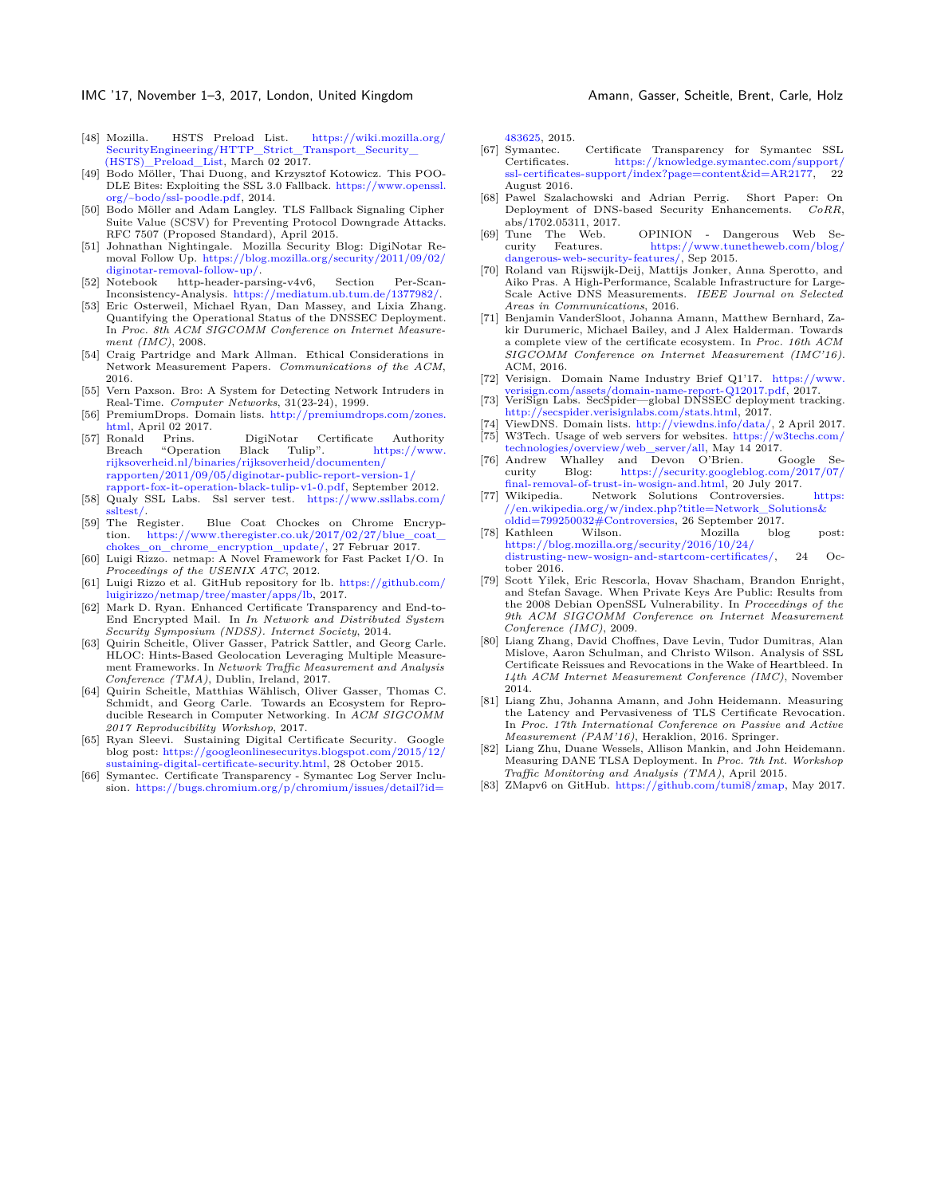[48] Mozilla. HSTS Preload List. https://wiki.mozilla.org/SecurityEngineering/HTTP_Strict_Transport_Security_(HSTS)_Preload_List, March 02 2017.

[49] Bodo Möller, Thai Duong, and Krzysztof Kotowicz. This POODLE Bites: Exploiting the SSL 3.0 Fallback. https://www.openssl.org/~bodo/ssl-poodle.pdf, 2014.

[50] Bodo Möller and Adam Langley. TLS Fallback Signaling Cipher Suite Value (SCSV) for Preventing Protocol Downgrade Attacks. RFC 7507 (Proposed Standard), April 2015.

[51] Johnathan Nightingale. Mozilla Security Blog: DigiNotar Removal Follow Up. https://blog.mozilla.org/security/2011/09/02/diginotar-removal-follow-up/.

[52] Notebook http-header-parsing-v4v6, Section Per-Scan-Inconsistency-Analysis. https://mediatum.ub.tum.de/1377982/.

[53] Eric Osterweil, Michael Ryan, Dan Massey, and Lixia Zhang. Quantifying the Operational Status of the DNSSEC Deployment. In *Proc. 8th ACM SIGCOMM Conference on Internet Measurement (IMC)*, 2008.

[54] Craig Partridge and Mark Allman. Ethical Considerations in Network Measurement Papers. *Communications of the ACM*, 2016.

[55] Vern Paxson. Bro: A System for Detecting Network Intruders in Real-Time. *Computer Networks*, 31(23-24), 1999.

[56] PremiumDrops. Domain lists. http://premiumdrops.com/zones.html, April 02 2017.

[57] Ronald Prins. DigiNotar Certificate Authority Breach "Operation Black Tulip". https://www.rijksoverheid.nl/binaries/rijksoverheid/documenten/rapporten/2011/09/05/diginotar-public-report-version-1/rapport-fox-it-operation-black-tulip-v1-0.pdf, September 2012.

[58] Qualy SSL Labs. Ssl server test. https://www.ssllabs.com/ssltest/.

[59] The Register. Blue Coat Chockes on Chrome Encryption. https://www.theregister.co.uk/2017/02/27/blue_coat_chokes_on_chrome_encryption_update/, 27 Februar 2017.

[60] Luigi Rizzo. netmap: A Novel Framework for Fast Packet I/O. In *Proceedings of the USENIX ATC*, 2012.

[61] Luigi Rizzo et al. GitHub repository for lb. https://github.com/luigirizzo/netmap/tree/master/apps/lb, 2017.

[62] Mark D. Ryan. Enhanced Certificate Transparency and End-to-End Encrypted Mail. In *In Network and Distributed System Security Symposium (NDSS). Internet Society*, 2014.

[63] Quirin Scheitle, Oliver Gasser, Patrick Sattler, and Georg Carle. HLOC: Hints-Based Geolocation Leveraging Multiple Measurement Frameworks. In *Network Traffic Measurement and Analysis Conference (TMA)*, Dublin, Ireland, 2017.

[64] Quirin Scheitle, Matthias Wählisch, Oliver Gasser, Thomas C. Schmidt, and Georg Carle. Towards an Ecosystem for Reproducible Research in Computer Networking. In *ACM SIGCOMM 2017 Reproducibility Workshop*, 2017.

[65] Ryan Sleevi. Sustaining Digital Certificate Security. Google blog post: https://googleonlinesecuritys.blogspot.com/2015/12/sustaining-digital-certificate-security.html, 28 October 2015.

[66] Symantec. Certificate Transparency - Symantec Log Server Inclusion. https://bugs.chromium.org/p/chromium/issues/detail?id=483625, 2015.

[67] Symantec. Certificate Transparency for Symantec SSL Certificates. https://knowledge.symantec.com/support/ssl-certificates-support/index?page=content&id=AR2177, 22 August 2016.

[68] Pawel Szalachowski and Adrian Perrig. Short Paper: On Deployment of DNS-based Security Enhancements. *CoRR*, abs/1702.05311, 2017.

[69] Tune The Web. OPINION - Dangerous Web Security Features. https://www.tunetheweb.com/blog/dangerous-web-security-features/, Sep 2015.

[70] Roland van Rijswijk-Deij, Mattijs Jonker, Anna Sperotto, and Aiko Pras. A High-Performance, Scalable Infrastructure for Large-Scale Active DNS Measurements. *IEEE Journal on Selected Areas in Communications*, 2016.

[71] Benjamin VanderSloot, Johanna Amann, Matthew Bernhard, Zakir Durumeric, Michael Bailey, and J Alex Halderman. Towards a complete view of the certificate ecosystem. In *Proc. 16th ACM SIGCOMM Conference on Internet Measurement (IMC'16)*. ACM, 2016.

[72] Verisign. Domain Name Industry Brief Q1'17. https://www.verisign.com/assets/domain-name-report-Q12017.pdf, 2017.

[73] VeriSign Labs. SecSpider—global DNSSEC deployment tracking. http://secspider.verisignlabs.com/stats.html, 2017.

[74] ViewDNS. Domain lists. http://viewdns.info/data/, 2 April 2017.

[75] W3Tech. Usage of web servers for websites. https://w3techs.com/technologies/overview/web_server/all, May 14 2017.

[76] Andrew Whalley and Devon O'Brien. Google Security Blog: https://security.googleblog.com/2017/07/final-removal-of-trust-in-wosign-and.html, 20 July 2017.

[77] Wikipedia. Network Solutions Controversies. https://en.wikipedia.org/w/index.php?title=Network_Solutions&oldid=799250032#Controversies, 26 September 2017.

[78] Kathleen Wilson. Mozilla blog post: https://blog.mozilla.org/security/2016/10/24/distrusting-new-wosign-and-startcom-certificates/, 24 October 2016.

[79] Scott Yilek, Eric Rescorla, Hovav Shacham, Brandon Enright, and Stefan Savage. When Private Keys Are Public: Results from the 2008 Debian OpenSSL Vulnerability. In *Proceedings of the 9th ACM SIGCOMM Conference on Internet Measurement Conference (IMC)*, 2009.

[80] Liang Zhang, David Choffnes, Dave Levin, Tudor Dumitras, Alan Mislove, Aaron Schulman, and Christo Wilson. Analysis of SSL Certificate Reissues and Revocations in the Wake of Heartbleed. In *14th ACM Internet Measurement Conference (IMC)*, November 2014.

[81] Liang Zhu, Johanna Amann, and John Heidemann. Measuring the Latency and Pervasiveness of TLS Certificate Revocation. In *Proc. 17th International Conference on Passive and Active Measurement (PAM'16)*, Heraklion, 2016. Springer.

[82] Liang Zhu, Duane Wessels, Allison Mankin, and John Heidemann. Measuring DANE TLSA Deployment. In *Proc. 7th Int. Workshop Traffic Monitoring and Analysis (TMA)*, April 2015.

[83] ZMapv6 on GitHub. https://github.com/tumi8/zmap, May 2017.